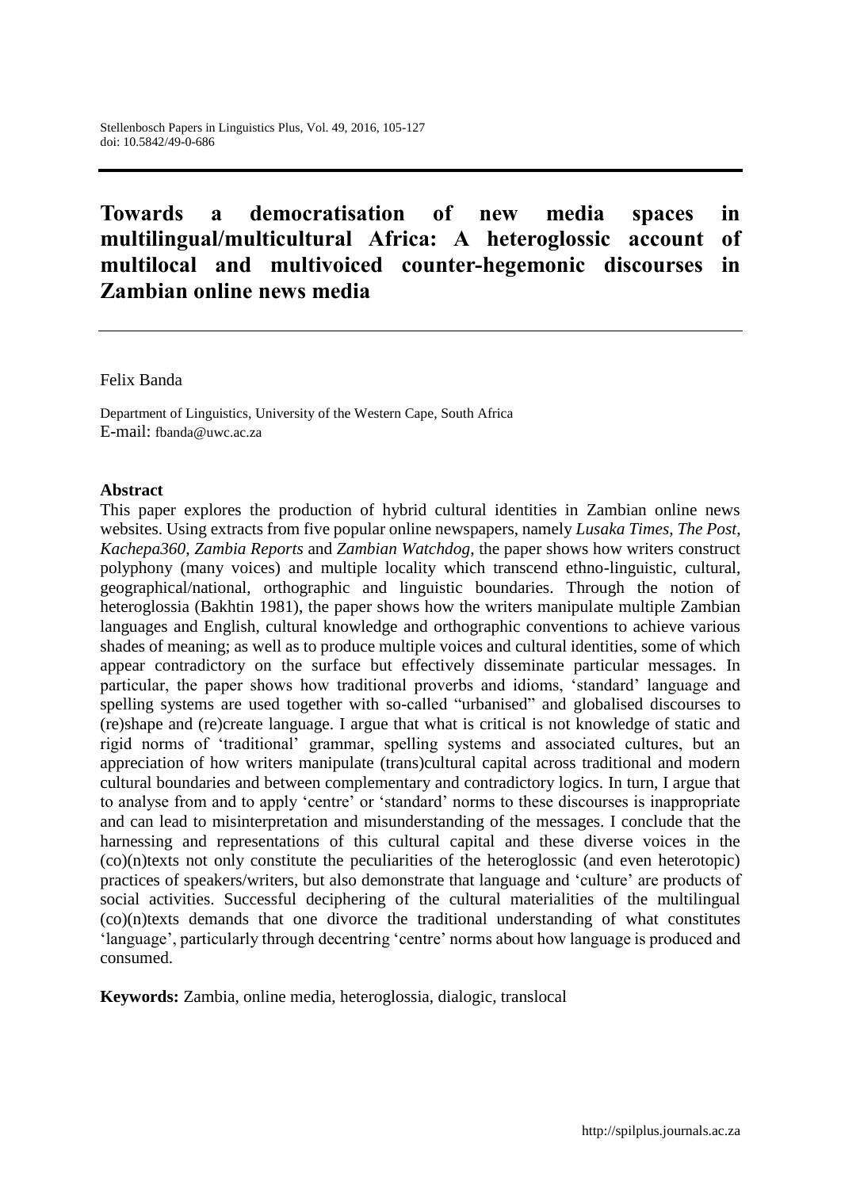# Towards a democratisation of new media spaces in multilingual/multicultural Africa: A heteroglossic account of multilocal and multivoiced counter-hegemonic discourses in Zambian online news media

Felix Banda

Department of Linguistics, University of the Western Cape, South Africa
E-mail: fbanda@uwc.ac.za

## Abstract

This paper explores the production of hybrid cultural identities in Zambian online news websites. Using extracts from five popular online newspapers, namely *Lusaka Times*, *The Post*, *Kachepa360*, *Zambia Reports* and *Zambian Watchdog*, the paper shows how writers construct polyphony (many voices) and multiple locality which transcend ethno-linguistic, cultural, geographical/national, orthographic and linguistic boundaries. Through the notion of heteroglossia (Bakhtin 1981), the paper shows how the writers manipulate multiple Zambian languages and English, cultural knowledge and orthographic conventions to achieve various shades of meaning; as well as to produce multiple voices and cultural identities, some of which appear contradictory on the surface but effectively disseminate particular messages. In particular, the paper shows how traditional proverbs and idioms, 'standard' language and spelling systems are used together with so-called "urbanised" and globalised discourses to (re)shape and (re)create language. I argue that what is critical is not knowledge of static and rigid norms of 'traditional' grammar, spelling systems and associated cultures, but an appreciation of how writers manipulate (trans)cultural capital across traditional and modern cultural boundaries and between complementary and contradictory logics. In turn, I argue that to analyse from and to apply 'centre' or 'standard' norms to these discourses is inappropriate and can lead to misinterpretation and misunderstanding of the messages. I conclude that the harnessing and representations of this cultural capital and these diverse voices in the (co)(n)texts not only constitute the peculiarities of the heteroglossic (and even heterotopic) practices of speakers/writers, but also demonstrate that language and 'culture' are products of social activities. Successful deciphering of the cultural materialities of the multilingual (co)(n)texts demands that one divorce the traditional understanding of what constitutes 'language', particularly through decentring 'centre' norms about how language is produced and consumed.

**Keywords:** Zambia, online media, heteroglossia, dialogic, translocal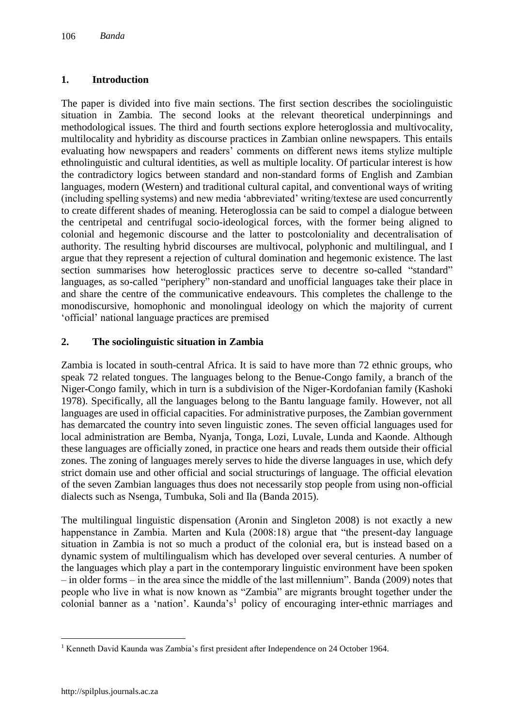## 1. Introduction

The paper is divided into five main sections. The first section describes the sociolinguistic situation in Zambia. The second looks at the relevant theoretical underpinnings and methodological issues. The third and fourth sections explore heteroglossia and multivocality, multilocality and hybridity as discourse practices in Zambian online newspapers. This entails evaluating how newspapers and readers' comments on different news items stylize multiple ethnolinguistic and cultural identities, as well as multiple locality. Of particular interest is how the contradictory logics between standard and non-standard forms of English and Zambian languages, modern (Western) and traditional cultural capital, and conventional ways of writing (including spelling systems) and new media 'abbreviated' writing/textese are used concurrently to create different shades of meaning. Heteroglossia can be said to compel a dialogue between the centripetal and centrifugal socio-ideological forces, with the former being aligned to colonial and hegemonic discourse and the latter to postcoloniality and decentralisation of authority. The resulting hybrid discourses are multivocal, polyphonic and multilingual, and I argue that they represent a rejection of cultural domination and hegemonic existence. The last section summarises how heteroglossic practices serve to decentre so-called "standard" languages, as so-called "periphery" non-standard and unofficial languages take their place in and share the centre of the communicative endeavours. This completes the challenge to the monodiscursive, homophonic and monolingual ideology on which the majority of current 'official' national language practices are premised

## 2. The sociolinguistic situation in Zambia

Zambia is located in south-central Africa. It is said to have more than 72 ethnic groups, who speak 72 related tongues. The languages belong to the Benue-Congo family, a branch of the Niger-Congo family, which in turn is a subdivision of the Niger-Kordofanian family (Kashoki 1978). Specifically, all the languages belong to the Bantu language family. However, not all languages are used in official capacities. For administrative purposes, the Zambian government has demarcated the country into seven linguistic zones. The seven official languages used for local administration are Bemba, Nyanja, Tonga, Lozi, Luvale, Lunda and Kaonde. Although these languages are officially zoned, in practice one hears and reads them outside their official zones. The zoning of languages merely serves to hide the diverse languages in use, which defy strict domain use and other official and social structurings of language. The official elevation of the seven Zambian languages thus does not necessarily stop people from using non-official dialects such as Nsenga, Tumbuka, Soli and Ila (Banda 2015).

The multilingual linguistic dispensation (Aronin and Singleton 2008) is not exactly a new happenstance in Zambia. Marten and Kula (2008:18) argue that "the present-day language situation in Zambia is not so much a product of the colonial era, but is instead based on a dynamic system of multilingualism which has developed over several centuries. A number of the languages which play a part in the contemporary linguistic environment have been spoken – in older forms – in the area since the middle of the last millennium". Banda (2009) notes that people who live in what is now known as "Zambia" are migrants brought together under the colonial banner as a 'nation'. Kaunda's[1] policy of encouraging inter-ethnic marriages and

[1] Kenneth David Kaunda was Zambia's first president after Independence on 24 October 1964.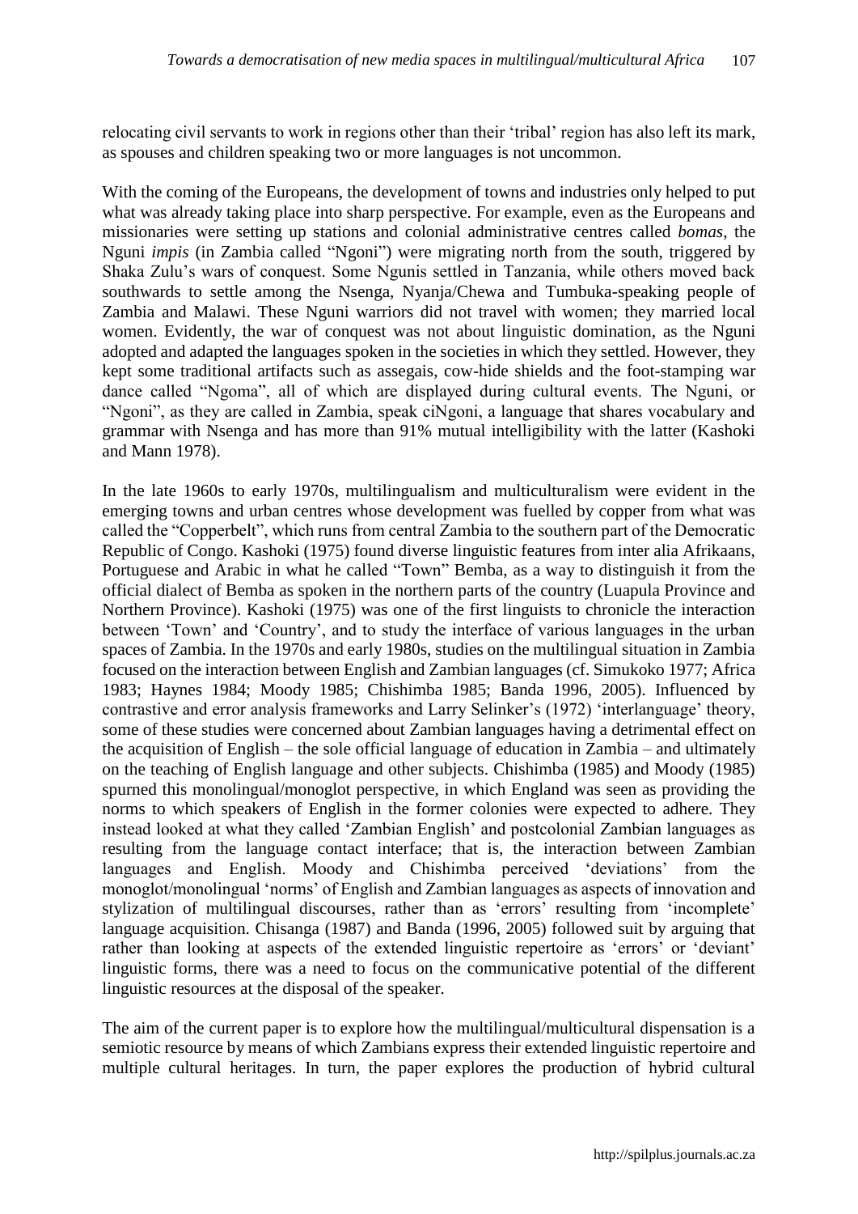relocating civil servants to work in regions other than their 'tribal' region has also left its mark, as spouses and children speaking two or more languages is not uncommon.

With the coming of the Europeans, the development of towns and industries only helped to put what was already taking place into sharp perspective. For example, even as the Europeans and missionaries were setting up stations and colonial administrative centres called *bomas*, the Nguni *impis* (in Zambia called "Ngoni") were migrating north from the south, triggered by Shaka Zulu's wars of conquest. Some Ngunis settled in Tanzania, while others moved back southwards to settle among the Nsenga, Nyanja/Chewa and Tumbuka-speaking people of Zambia and Malawi. These Nguni warriors did not travel with women; they married local women. Evidently, the war of conquest was not about linguistic domination, as the Nguni adopted and adapted the languages spoken in the societies in which they settled. However, they kept some traditional artifacts such as assegais, cow-hide shields and the foot-stamping war dance called "Ngoma", all of which are displayed during cultural events. The Nguni, or "Ngoni", as they are called in Zambia, speak ciNgoni, a language that shares vocabulary and grammar with Nsenga and has more than 91% mutual intelligibility with the latter (Kashoki and Mann 1978).

In the late 1960s to early 1970s, multilingualism and multiculturalism were evident in the emerging towns and urban centres whose development was fuelled by copper from what was called the "Copperbelt", which runs from central Zambia to the southern part of the Democratic Republic of Congo. Kashoki (1975) found diverse linguistic features from inter alia Afrikaans, Portuguese and Arabic in what he called "Town" Bemba, as a way to distinguish it from the official dialect of Bemba as spoken in the northern parts of the country (Luapula Province and Northern Province). Kashoki (1975) was one of the first linguists to chronicle the interaction between 'Town' and 'Country', and to study the interface of various languages in the urban spaces of Zambia. In the 1970s and early 1980s, studies on the multilingual situation in Zambia focused on the interaction between English and Zambian languages (cf. Simukoko 1977; Africa 1983; Haynes 1984; Moody 1985; Chishimba 1985; Banda 1996, 2005). Influenced by contrastive and error analysis frameworks and Larry Selinker's (1972) 'interlanguage' theory, some of these studies were concerned about Zambian languages having a detrimental effect on the acquisition of English – the sole official language of education in Zambia – and ultimately on the teaching of English language and other subjects. Chishimba (1985) and Moody (1985) spurned this monolingual/monoglot perspective, in which England was seen as providing the norms to which speakers of English in the former colonies were expected to adhere. They instead looked at what they called 'Zambian English' and postcolonial Zambian languages as resulting from the language contact interface; that is, the interaction between Zambian languages and English. Moody and Chishimba perceived 'deviations' from the monoglot/monolingual 'norms' of English and Zambian languages as aspects of innovation and stylization of multilingual discourses, rather than as 'errors' resulting from 'incomplete' language acquisition. Chisanga (1987) and Banda (1996, 2005) followed suit by arguing that rather than looking at aspects of the extended linguistic repertoire as 'errors' or 'deviant' linguistic forms, there was a need to focus on the communicative potential of the different linguistic resources at the disposal of the speaker.

The aim of the current paper is to explore how the multilingual/multicultural dispensation is a semiotic resource by means of which Zambians express their extended linguistic repertoire and multiple cultural heritages. In turn, the paper explores the production of hybrid cultural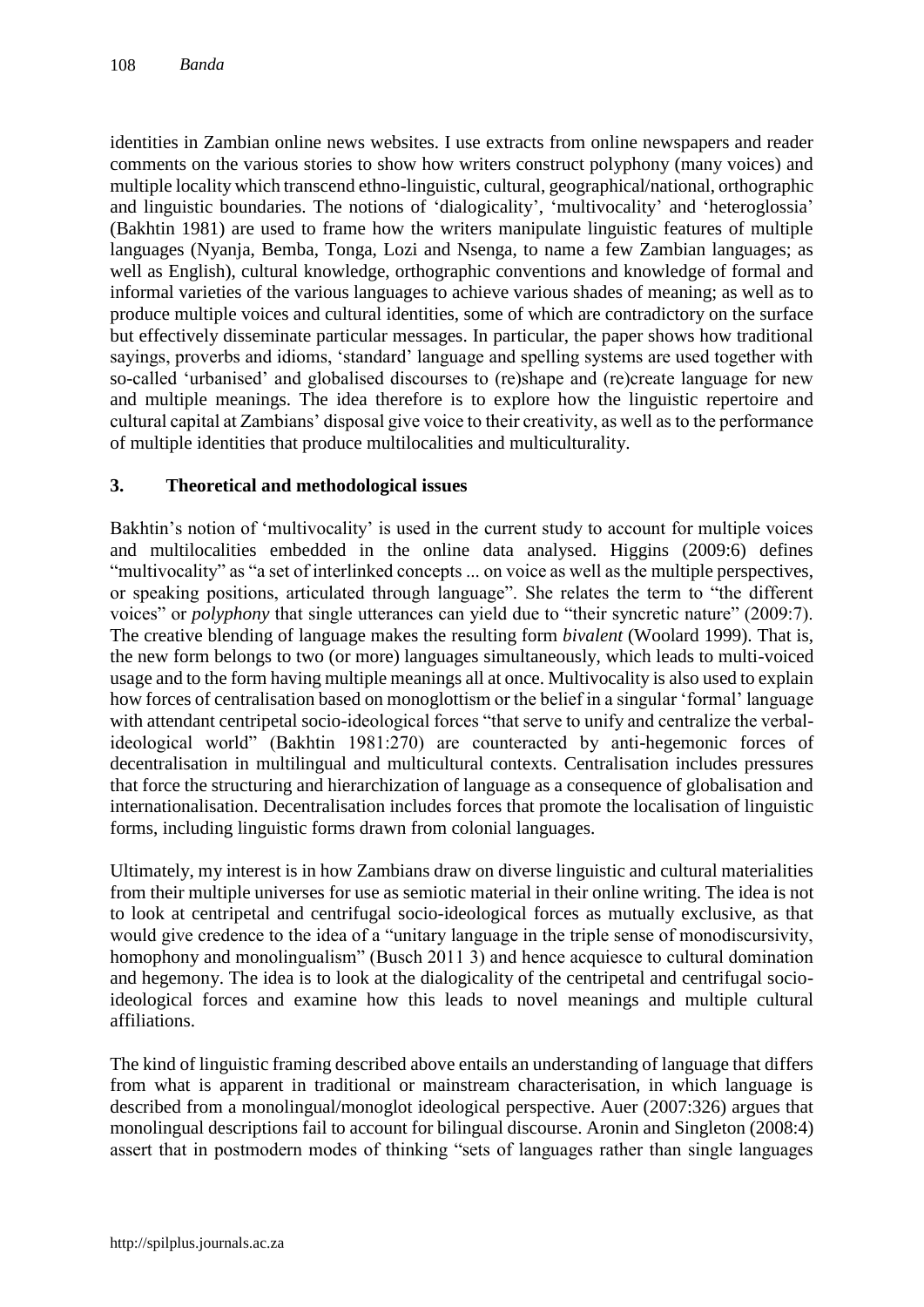identities in Zambian online news websites. I use extracts from online newspapers and reader comments on the various stories to show how writers construct polyphony (many voices) and multiple locality which transcend ethno-linguistic, cultural, geographical/national, orthographic and linguistic boundaries. The notions of 'dialogicality', 'multivocality' and 'heteroglossia' (Bakhtin 1981) are used to frame how the writers manipulate linguistic features of multiple languages (Nyanja, Bemba, Tonga, Lozi and Nsenga, to name a few Zambian languages; as well as English), cultural knowledge, orthographic conventions and knowledge of formal and informal varieties of the various languages to achieve various shades of meaning; as well as to produce multiple voices and cultural identities, some of which are contradictory on the surface but effectively disseminate particular messages. In particular, the paper shows how traditional sayings, proverbs and idioms, 'standard' language and spelling systems are used together with so-called 'urbanised' and globalised discourses to (re)shape and (re)create language for new and multiple meanings. The idea therefore is to explore how the linguistic repertoire and cultural capital at Zambians' disposal give voice to their creativity, as well as to the performance of multiple identities that produce multilocalities and multiculturality.

## 3. Theoretical and methodological issues

Bakhtin's notion of 'multivocality' is used in the current study to account for multiple voices and multilocalities embedded in the online data analysed. Higgins (2009:6) defines "multivocality" as "a set of interlinked concepts ... on voice as well as the multiple perspectives, or speaking positions, articulated through language". She relates the term to "the different voices" or *polyphony* that single utterances can yield due to "their syncretic nature" (2009:7). The creative blending of language makes the resulting form *bivalent* (Woolard 1999). That is, the new form belongs to two (or more) languages simultaneously, which leads to multi-voiced usage and to the form having multiple meanings all at once. Multivocality is also used to explain how forces of centralisation based on monoglottism or the belief in a singular 'formal' language with attendant centripetal socio-ideological forces "that serve to unify and centralize the verbal-ideological world" (Bakhtin 1981:270) are counteracted by anti-hegemonic forces of decentralisation in multilingual and multicultural contexts. Centralisation includes pressures that force the structuring and hierarchization of language as a consequence of globalisation and internationalisation. Decentralisation includes forces that promote the localisation of linguistic forms, including linguistic forms drawn from colonial languages.

Ultimately, my interest is in how Zambians draw on diverse linguistic and cultural materialities from their multiple universes for use as semiotic material in their online writing. The idea is not to look at centripetal and centrifugal socio-ideological forces as mutually exclusive, as that would give credence to the idea of a "unitary language in the triple sense of monodiscursivity, homophony and monolingualism" (Busch 2011 3) and hence acquiesce to cultural domination and hegemony. The idea is to look at the dialogicality of the centripetal and centrifugal socio-ideological forces and examine how this leads to novel meanings and multiple cultural affiliations.

The kind of linguistic framing described above entails an understanding of language that differs from what is apparent in traditional or mainstream characterisation, in which language is described from a monolingual/monoglot ideological perspective. Auer (2007:326) argues that monolingual descriptions fail to account for bilingual discourse. Aronin and Singleton (2008:4) assert that in postmodern modes of thinking "sets of languages rather than single languages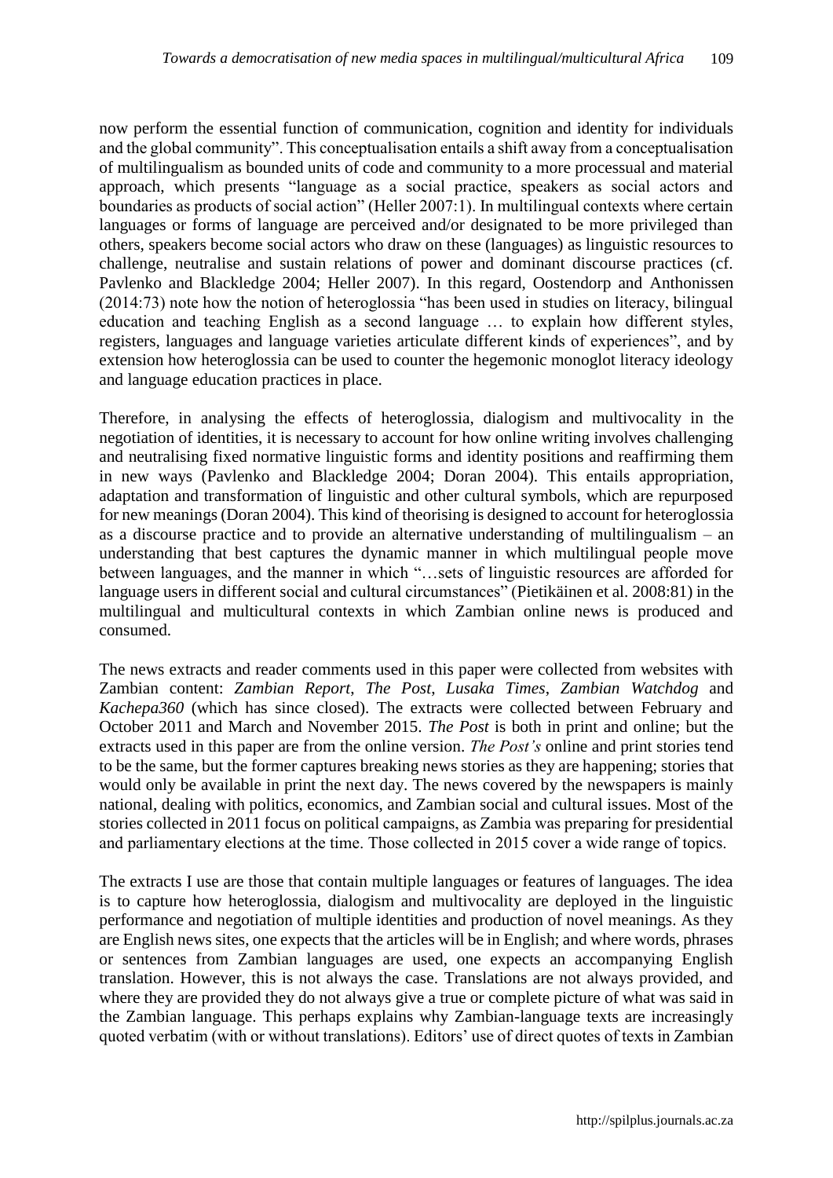now perform the essential function of communication, cognition and identity for individuals and the global community". This conceptualisation entails a shift away from a conceptualisation of multilingualism as bounded units of code and community to a more processual and material approach, which presents "language as a social practice, speakers as social actors and boundaries as products of social action" (Heller 2007:1). In multilingual contexts where certain languages or forms of language are perceived and/or designated to be more privileged than others, speakers become social actors who draw on these (languages) as linguistic resources to challenge, neutralise and sustain relations of power and dominant discourse practices (cf. Pavlenko and Blackledge 2004; Heller 2007). In this regard, Oostendorp and Anthonissen (2014:73) note how the notion of heteroglossia "has been used in studies on literacy, bilingual education and teaching English as a second language … to explain how different styles, registers, languages and language varieties articulate different kinds of experiences", and by extension how heteroglossia can be used to counter the hegemonic monoglot literacy ideology and language education practices in place.

Therefore, in analysing the effects of heteroglossia, dialogism and multivocality in the negotiation of identities, it is necessary to account for how online writing involves challenging and neutralising fixed normative linguistic forms and identity positions and reaffirming them in new ways (Pavlenko and Blackledge 2004; Doran 2004). This entails appropriation, adaptation and transformation of linguistic and other cultural symbols, which are repurposed for new meanings (Doran 2004). This kind of theorising is designed to account for heteroglossia as a discourse practice and to provide an alternative understanding of multilingualism – an understanding that best captures the dynamic manner in which multilingual people move between languages, and the manner in which "…sets of linguistic resources are afforded for language users in different social and cultural circumstances" (Pietikäinen et al. 2008:81) in the multilingual and multicultural contexts in which Zambian online news is produced and consumed.

The news extracts and reader comments used in this paper were collected from websites with Zambian content: *Zambian Report*, *The Post*, *Lusaka Times*, *Zambian Watchdog* and *Kachepa360* (which has since closed). The extracts were collected between February and October 2011 and March and November 2015. *The Post* is both in print and online; but the extracts used in this paper are from the online version. *The Post's* online and print stories tend to be the same, but the former captures breaking news stories as they are happening; stories that would only be available in print the next day. The news covered by the newspapers is mainly national, dealing with politics, economics, and Zambian social and cultural issues. Most of the stories collected in 2011 focus on political campaigns, as Zambia was preparing for presidential and parliamentary elections at the time. Those collected in 2015 cover a wide range of topics.

The extracts I use are those that contain multiple languages or features of languages. The idea is to capture how heteroglossia, dialogism and multivocality are deployed in the linguistic performance and negotiation of multiple identities and production of novel meanings. As they are English news sites, one expects that the articles will be in English; and where words, phrases or sentences from Zambian languages are used, one expects an accompanying English translation. However, this is not always the case. Translations are not always provided, and where they are provided they do not always give a true or complete picture of what was said in the Zambian language. This perhaps explains why Zambian-language texts are increasingly quoted verbatim (with or without translations). Editors' use of direct quotes of texts in Zambian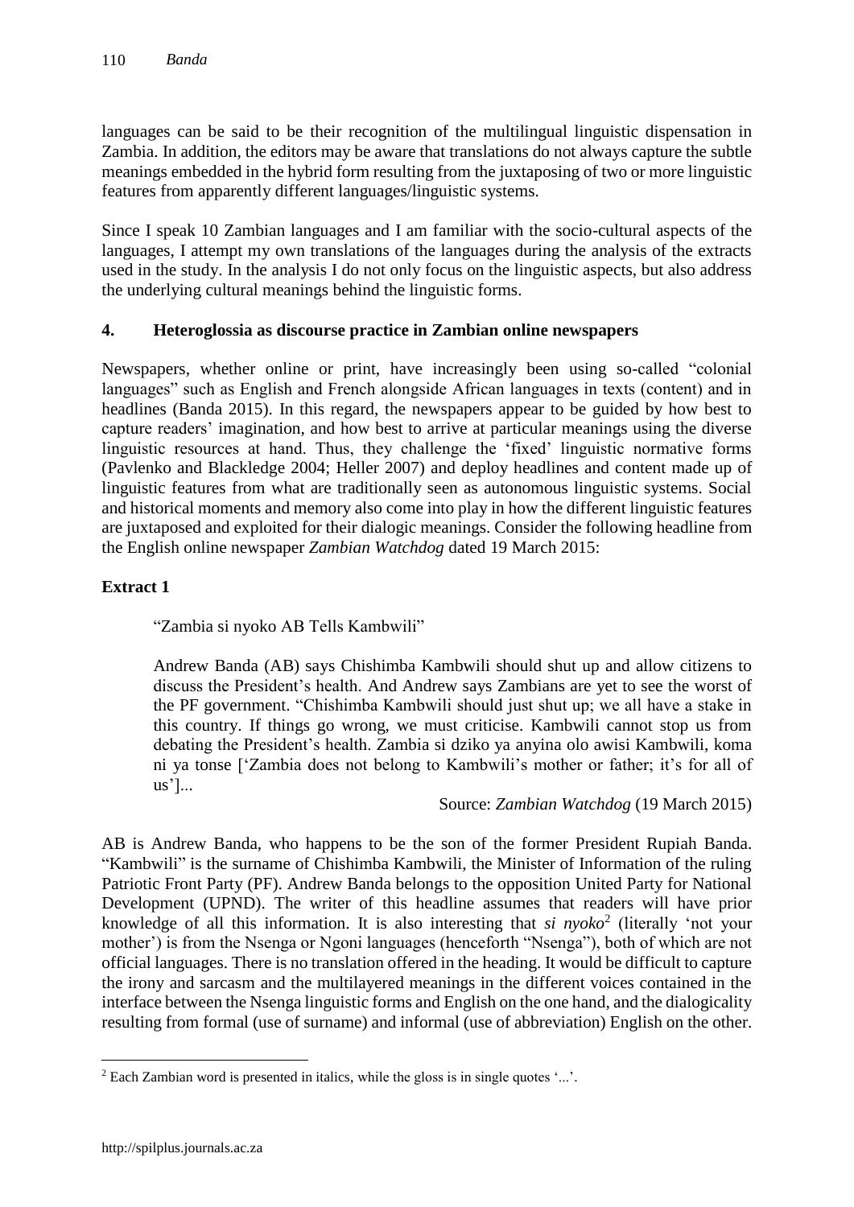languages can be said to be their recognition of the multilingual linguistic dispensation in Zambia. In addition, the editors may be aware that translations do not always capture the subtle meanings embedded in the hybrid form resulting from the juxtaposing of two or more linguistic features from apparently different languages/linguistic systems.

Since I speak 10 Zambian languages and I am familiar with the socio-cultural aspects of the languages, I attempt my own translations of the languages during the analysis of the extracts used in the study. In the analysis I do not only focus on the linguistic aspects, but also address the underlying cultural meanings behind the linguistic forms.

## 4. Heteroglossia as discourse practice in Zambian online newspapers

Newspapers, whether online or print, have increasingly been using so-called "colonial languages" such as English and French alongside African languages in texts (content) and in headlines (Banda 2015). In this regard, the newspapers appear to be guided by how best to capture readers' imagination, and how best to arrive at particular meanings using the diverse linguistic resources at hand. Thus, they challenge the 'fixed' linguistic normative forms (Pavlenko and Blackledge 2004; Heller 2007) and deploy headlines and content made up of linguistic features from what are traditionally seen as autonomous linguistic systems. Social and historical moments and memory also come into play in how the different linguistic features are juxtaposed and exploited for their dialogic meanings. Consider the following headline from the English online newspaper *Zambian Watchdog* dated 19 March 2015:

**Extract 1**

> "Zambia si nyoko AB Tells Kambwili"
>
> Andrew Banda (AB) says Chishimba Kambwili should shut up and allow citizens to discuss the President's health. And Andrew says Zambians are yet to see the worst of the PF government. "Chishimba Kambwili should just shut up; we all have a stake in this country. If things go wrong, we must criticise. Kambwili cannot stop us from debating the President's health. Zambia si dziko ya anyina olo awisi Kambwili, koma ni ya tonse ['Zambia does not belong to Kambwili's mother or father; it's for all of us']...
>
> Source: *Zambian Watchdog* (19 March 2015)

AB is Andrew Banda, who happens to be the son of the former President Rupiah Banda. "Kambwili" is the surname of Chishimba Kambwili, the Minister of Information of the ruling Patriotic Front Party (PF). Andrew Banda belongs to the opposition United Party for National Development (UPND). The writer of this headline assumes that readers will have prior knowledge of all this information. It is also interesting that *si nyoko*[2] (literally 'not your mother') is from the Nsenga or Ngoni languages (henceforth "Nsenga"), both of which are not official languages. There is no translation offered in the heading. It would be difficult to capture the irony and sarcasm and the multilayered meanings in the different voices contained in the interface between the Nsenga linguistic forms and English on the one hand, and the dialogicality resulting from formal (use of surname) and informal (use of abbreviation) English on the other.

[2] Each Zambian word is presented in italics, while the gloss is in single quotes '...'.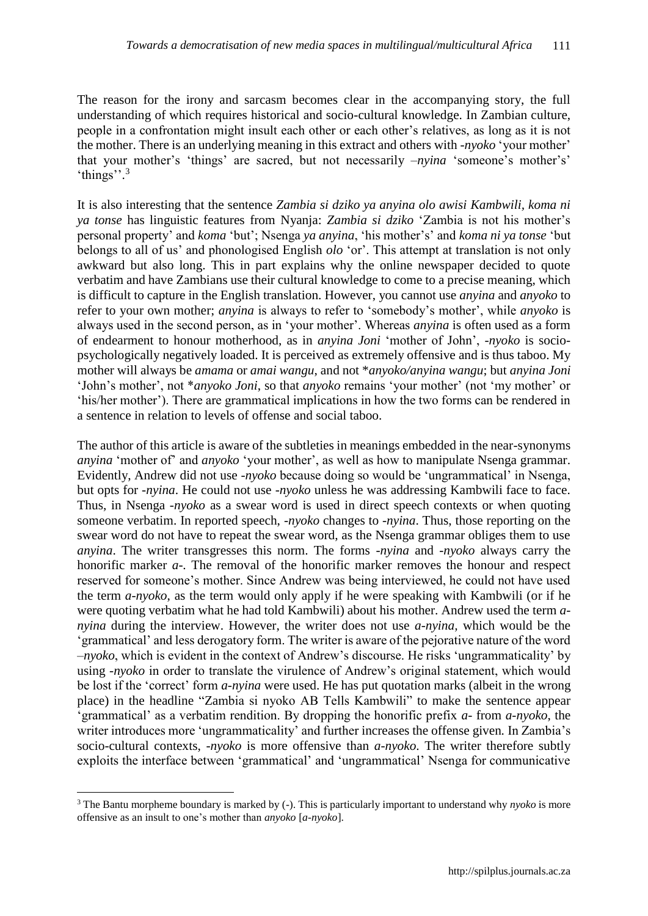The reason for the irony and sarcasm becomes clear in the accompanying story, the full understanding of which requires historical and socio-cultural knowledge. In Zambian culture, people in a confrontation might insult each other or each other's relatives, as long as it is not the mother. There is an underlying meaning in this extract and others with *-nyoko* 'your mother' that your mother's 'things' are sacred, but not necessarily *–nyina* 'someone's mother's' 'things''.[3]

It is also interesting that the sentence *Zambia si dziko ya anyina olo awisi Kambwili, koma ni ya tonse* has linguistic features from Nyanja: *Zambia si dziko* 'Zambia is not his mother's personal property' and *koma* 'but'; Nsenga *ya anyina*, 'his mother's' and *koma ni ya tonse* 'but belongs to all of us' and phonologised English *olo* 'or'. This attempt at translation is not only awkward but also long. This in part explains why the online newspaper decided to quote verbatim and have Zambians use their cultural knowledge to come to a precise meaning, which is difficult to capture in the English translation. However, you cannot use *anyina* and *anyoko* to refer to your own mother; *anyina* is always to refer to 'somebody's mother', while *anyoko* is always used in the second person, as in 'your mother'. Whereas *anyina* is often used as a form of endearment to honour motherhood, as in *anyina Joni* 'mother of John', *-nyoko* is socio-psychologically negatively loaded. It is perceived as extremely offensive and is thus taboo. My mother will always be *amama* or *amai wangu*, and not \**anyoko/anyina wangu*; but *anyina Joni* 'John's mother', not \**anyoko Joni*, so that *anyoko* remains 'your mother' (not 'my mother' or 'his/her mother'). There are grammatical implications in how the two forms can be rendered in a sentence in relation to levels of offense and social taboo.

The author of this article is aware of the subtleties in meanings embedded in the near-synonyms *anyina* 'mother of' and *anyoko* 'your mother', as well as how to manipulate Nsenga grammar. Evidently, Andrew did not use *-nyoko* because doing so would be 'ungrammatical' in Nsenga, but opts for *-nyina*. He could not use *-nyoko* unless he was addressing Kambwili face to face. Thus, in Nsenga *-nyoko* as a swear word is used in direct speech contexts or when quoting someone verbatim. In reported speech, *-nyoko* changes to *-nyina*. Thus, those reporting on the swear word do not have to repeat the swear word, as the Nsenga grammar obliges them to use *anyina*. The writer transgresses this norm. The forms *-nyina* and *-nyoko* always carry the honorific marker *a-*. The removal of the honorific marker removes the honour and respect reserved for someone's mother. Since Andrew was being interviewed, he could not have used the term *a-nyoko*, as the term would only apply if he were speaking with Kambwili (or if he were quoting verbatim what he had told Kambwili) about his mother. Andrew used the term *a-nyina* during the interview. However, the writer does not use *a-nyina*, which would be the 'grammatical' and less derogatory form. The writer is aware of the pejorative nature of the word *–nyoko*, which is evident in the context of Andrew's discourse. He risks 'ungrammaticality' by using *-nyoko* in order to translate the virulence of Andrew's original statement, which would be lost if the 'correct' form *a-nyina* were used. He has put quotation marks (albeit in the wrong place) in the headline "Zambia si nyoko AB Tells Kambwili" to make the sentence appear 'grammatical' as a verbatim rendition. By dropping the honorific prefix *a-* from *a-nyoko*, the writer introduces more 'ungrammaticality' and further increases the offense given. In Zambia's socio-cultural contexts, *-nyoko* is more offensive than *a-nyoko*. The writer therefore subtly exploits the interface between 'grammatical' and 'ungrammatical' Nsenga for communicative

[3] The Bantu morpheme boundary is marked by (-). This is particularly important to understand why *nyoko* is more offensive as an insult to one's mother than *anyoko* [*a-nyoko*].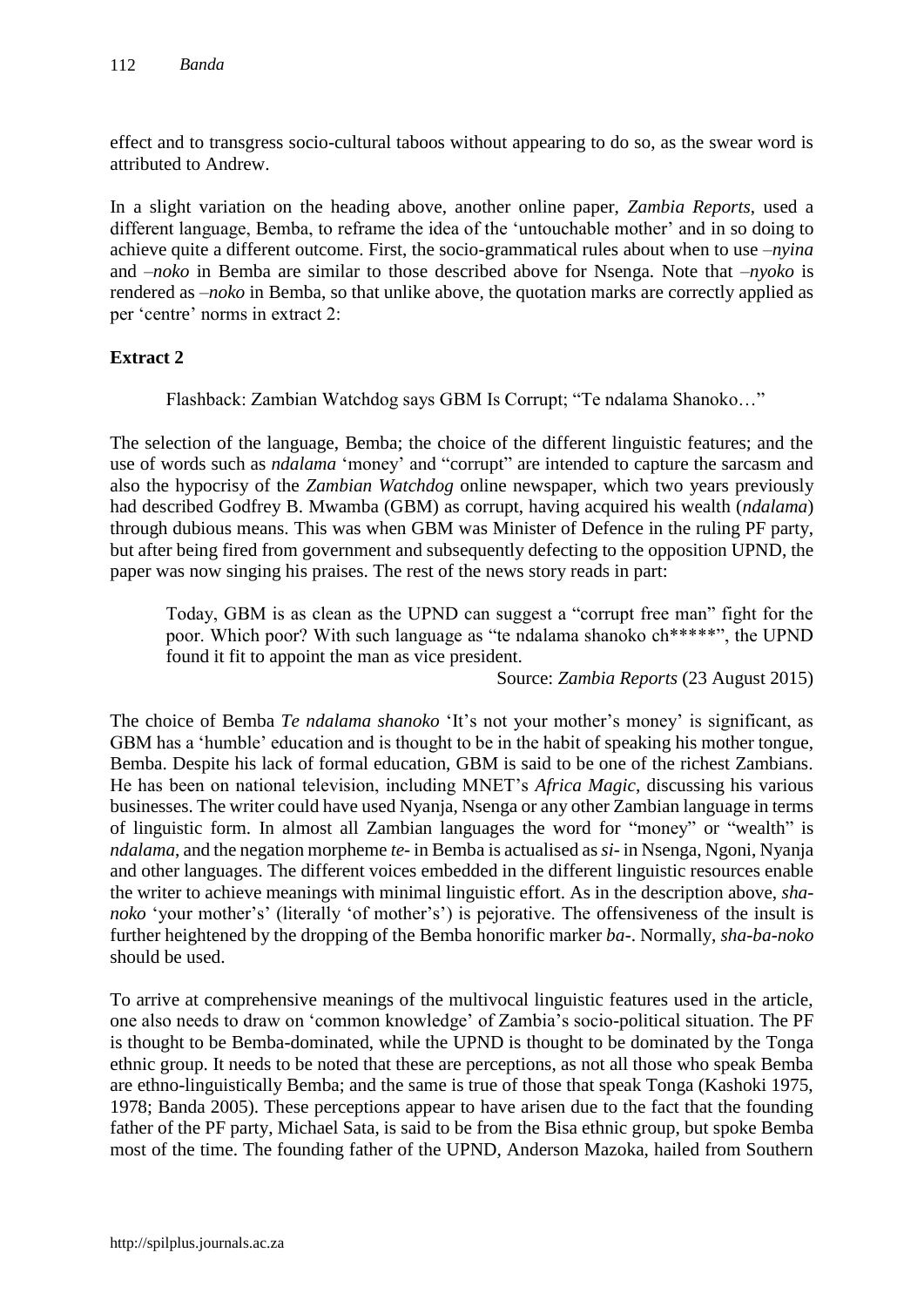effect and to transgress socio-cultural taboos without appearing to do so, as the swear word is attributed to Andrew.

In a slight variation on the heading above, another online paper, *Zambia Reports*, used a different language, Bemba, to reframe the idea of the 'untouchable mother' and in so doing to achieve quite a different outcome. First, the socio-grammatical rules about when to use *–nyina* and *–noko* in Bemba are similar to those described above for Nsenga. Note that *–nyoko* is rendered as *–noko* in Bemba, so that unlike above, the quotation marks are correctly applied as per 'centre' norms in extract 2:

**Extract 2**

> Flashback: Zambian Watchdog says GBM Is Corrupt; "Te ndalama Shanoko…"

The selection of the language, Bemba; the choice of the different linguistic features; and the use of words such as *ndalama* 'money' and "corrupt" are intended to capture the sarcasm and also the hypocrisy of the *Zambian Watchdog* online newspaper, which two years previously had described Godfrey B. Mwamba (GBM) as corrupt, having acquired his wealth (*ndalama*) through dubious means. This was when GBM was Minister of Defence in the ruling PF party, but after being fired from government and subsequently defecting to the opposition UPND, the paper was now singing his praises. The rest of the news story reads in part:

> Today, GBM is as clean as the UPND can suggest a "corrupt free man" fight for the poor. Which poor? With such language as "te ndalama shanoko ch*****", the UPND found it fit to appoint the man as vice president.
>
> Source: *Zambia Reports* (23 August 2015)

The choice of Bemba *Te ndalama shanoko* 'It's not your mother's money' is significant, as GBM has a 'humble' education and is thought to be in the habit of speaking his mother tongue, Bemba. Despite his lack of formal education, GBM is said to be one of the richest Zambians. He has been on national television, including MNET's *Africa Magic*, discussing his various businesses. The writer could have used Nyanja, Nsenga or any other Zambian language in terms of linguistic form. In almost all Zambian languages the word for "money" or "wealth" is *ndalama*, and the negation morpheme *te-* in Bemba is actualised as *si-* in Nsenga, Ngoni, Nyanja and other languages. The different voices embedded in the different linguistic resources enable the writer to achieve meanings with minimal linguistic effort. As in the description above, *sha-noko* 'your mother's' (literally 'of mother's') is pejorative. The offensiveness of the insult is further heightened by the dropping of the Bemba honorific marker *ba-*. Normally, *sha-ba-noko* should be used.

To arrive at comprehensive meanings of the multivocal linguistic features used in the article, one also needs to draw on 'common knowledge' of Zambia's socio-political situation. The PF is thought to be Bemba-dominated, while the UPND is thought to be dominated by the Tonga ethnic group. It needs to be noted that these are perceptions, as not all those who speak Bemba are ethno-linguistically Bemba; and the same is true of those that speak Tonga (Kashoki 1975, 1978; Banda 2005). These perceptions appear to have arisen due to the fact that the founding father of the PF party, Michael Sata, is said to be from the Bisa ethnic group, but spoke Bemba most of the time. The founding father of the UPND, Anderson Mazoka, hailed from Southern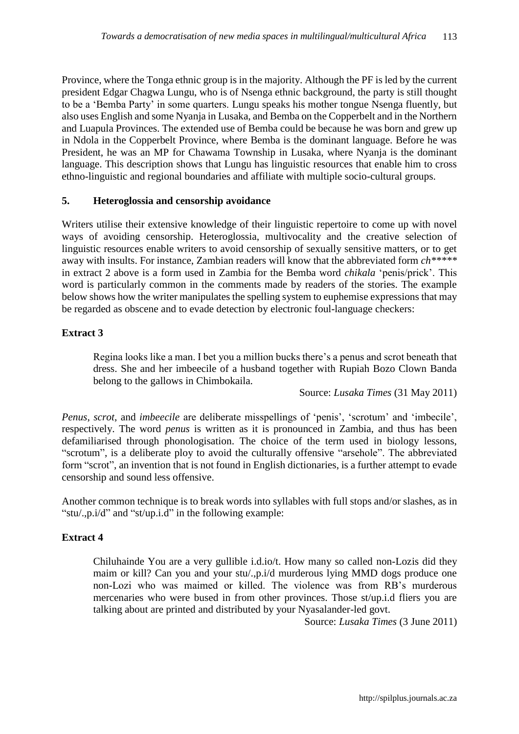Province, where the Tonga ethnic group is in the majority. Although the PF is led by the current president Edgar Chagwa Lungu, who is of Nsenga ethnic background, the party is still thought to be a 'Bemba Party' in some quarters. Lungu speaks his mother tongue Nsenga fluently, but also uses English and some Nyanja in Lusaka, and Bemba on the Copperbelt and in the Northern and Luapula Provinces. The extended use of Bemba could be because he was born and grew up in Ndola in the Copperbelt Province, where Bemba is the dominant language. Before he was President, he was an MP for Chawama Township in Lusaka, where Nyanja is the dominant language. This description shows that Lungu has linguistic resources that enable him to cross ethno-linguistic and regional boundaries and affiliate with multiple socio-cultural groups.

## 5. Heteroglossia and censorship avoidance

Writers utilise their extensive knowledge of their linguistic repertoire to come up with novel ways of avoiding censorship. Heteroglossia, multivocality and the creative selection of linguistic resources enable writers to avoid censorship of sexually sensitive matters, or to get away with insults. For instance, Zambian readers will know that the abbreviated form *ch\*\*\*\*\** in extract 2 above is a form used in Zambia for the Bemba word *chikala* 'penis/prick'. This word is particularly common in the comments made by readers of the stories. The example below shows how the writer manipulates the spelling system to euphemise expressions that may be regarded as obscene and to evade detection by electronic foul-language checkers:

**Extract 3**

> Regina looks like a man. I bet you a million bucks there's a penus and scrot beneath that dress. She and her imbeecile of a husband together with Rupiah Bozo Clown Banda belong to the gallows in Chimbokaila.
>
> Source: *Lusaka Times* (31 May 2011)

*Penus*, *scrot*, and *imbeecile* are deliberate misspellings of 'penis', 'scrotum' and 'imbecile', respectively. The word *penus* is written as it is pronounced in Zambia, and thus has been defamiliarised through phonologisation. The choice of the term used in biology lessons, "scrotum", is a deliberate ploy to avoid the culturally offensive "arsehole". The abbreviated form "scrot", an invention that is not found in English dictionaries, is a further attempt to evade censorship and sound less offensive.

Another common technique is to break words into syllables with full stops and/or slashes, as in "stu/.,p.i/d" and "st/up.i.d" in the following example:

**Extract 4**

> Chiluhainde You are a very gullible i.d.io/t. How many so called non-Lozis did they maim or kill? Can you and your stu/.,p.i/d murderous lying MMD dogs produce one non-Lozi who was maimed or killed. The violence was from RB's murderous mercenaries who were bused in from other provinces. Those st/up.i.d fliers you are talking about are printed and distributed by your Nyasalander-led govt.
>
> Source: *Lusaka Times* (3 June 2011)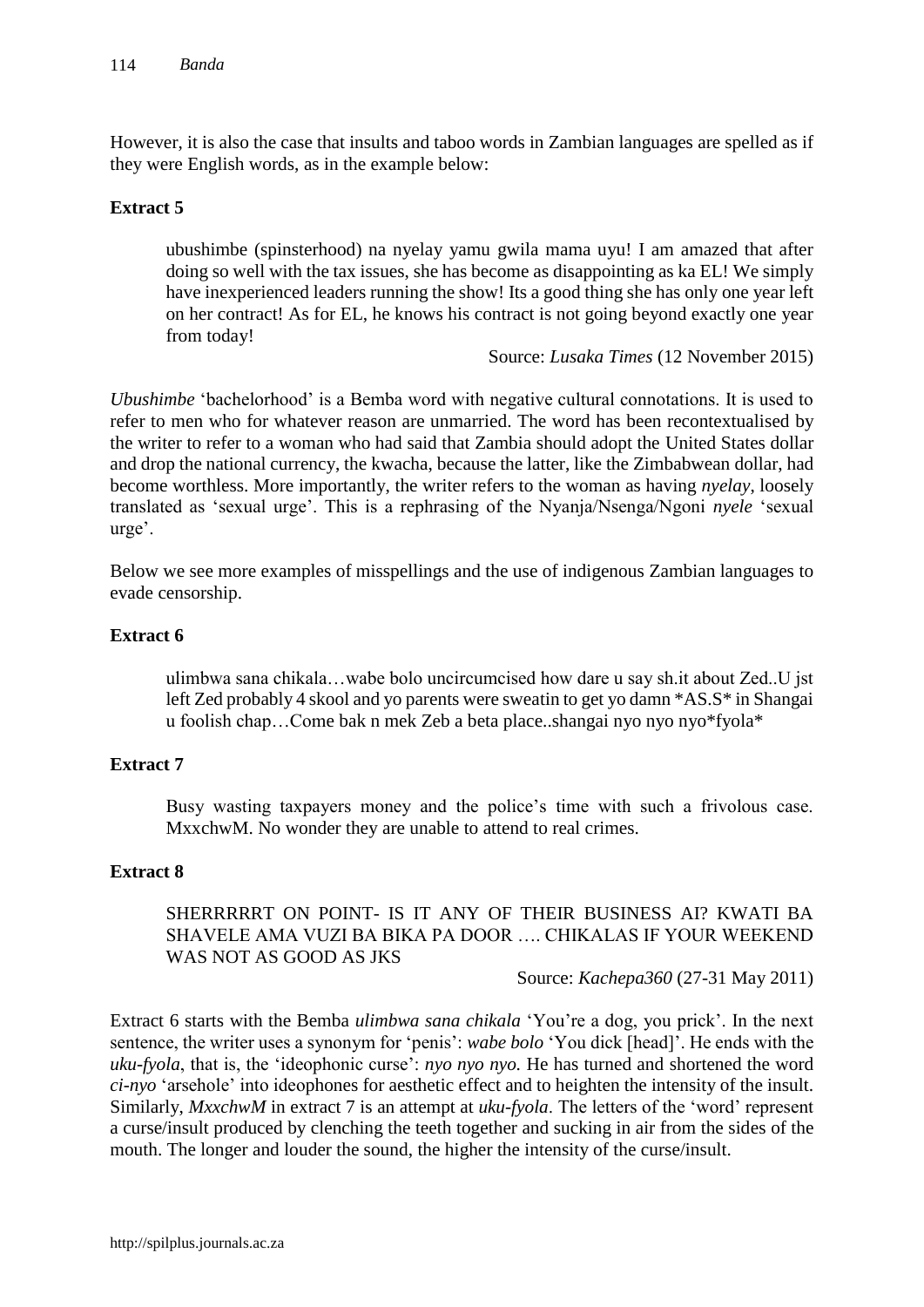However, it is also the case that insults and taboo words in Zambian languages are spelled as if they were English words, as in the example below:

**Extract 5**

> ubushimbe (spinsterhood) na nyelay yamu gwila mama uyu! I am amazed that after doing so well with the tax issues, she has become as disappointing as ka EL! We simply have inexperienced leaders running the show! Its a good thing she has only one year left on her contract! As for EL, he knows his contract is not going beyond exactly one year from today!
>
> Source: *Lusaka Times* (12 November 2015)

*Ubushimbe* 'bachelorhood' is a Bemba word with negative cultural connotations. It is used to refer to men who for whatever reason are unmarried. The word has been recontextualised by the writer to refer to a woman who had said that Zambia should adopt the United States dollar and drop the national currency, the kwacha, because the latter, like the Zimbabwean dollar, had become worthless. More importantly, the writer refers to the woman as having *nyelay*, loosely translated as 'sexual urge'. This is a rephrasing of the Nyanja/Nsenga/Ngoni *nyele* 'sexual urge'.

Below we see more examples of misspellings and the use of indigenous Zambian languages to evade censorship.

**Extract 6**

> ulimbwa sana chikala…wabe bolo uncircumcised how dare u say sh.it about Zed..U jst left Zed probably 4 skool and yo parents were sweatin to get yo damn *AS.S* in Shangai u foolish chap…Come bak n mek Zeb a beta place..shangai nyo nyo nyo*fyola*

**Extract 7**

> Busy wasting taxpayers money and the police's time with such a frivolous case. MxxchwM. No wonder they are unable to attend to real crimes.

**Extract 8**

> SHERRRRRT ON POINT- IS IT ANY OF THEIR BUSINESS AI? KWATI BA SHAVELE AMA VUZI BA BIKA PA DOOR …. CHIKALAS IF YOUR WEEKEND WAS NOT AS GOOD AS JKS
>
> Source: *Kachepa360* (27-31 May 2011)

Extract 6 starts with the Bemba *ulimbwa sana chikala* 'You're a dog, you prick'. In the next sentence, the writer uses a synonym for 'penis': *wabe bolo* 'You dick [head]'. He ends with the *uku-fyola*, that is, the 'ideophonic curse': *nyo nyo nyo.* He has turned and shortened the word *ci-nyo* 'arsehole' into ideophones for aesthetic effect and to heighten the intensity of the insult. Similarly, *MxxchwM* in extract 7 is an attempt at *uku-fyola*. The letters of the 'word' represent a curse/insult produced by clenching the teeth together and sucking in air from the sides of the mouth. The longer and louder the sound, the higher the intensity of the curse/insult.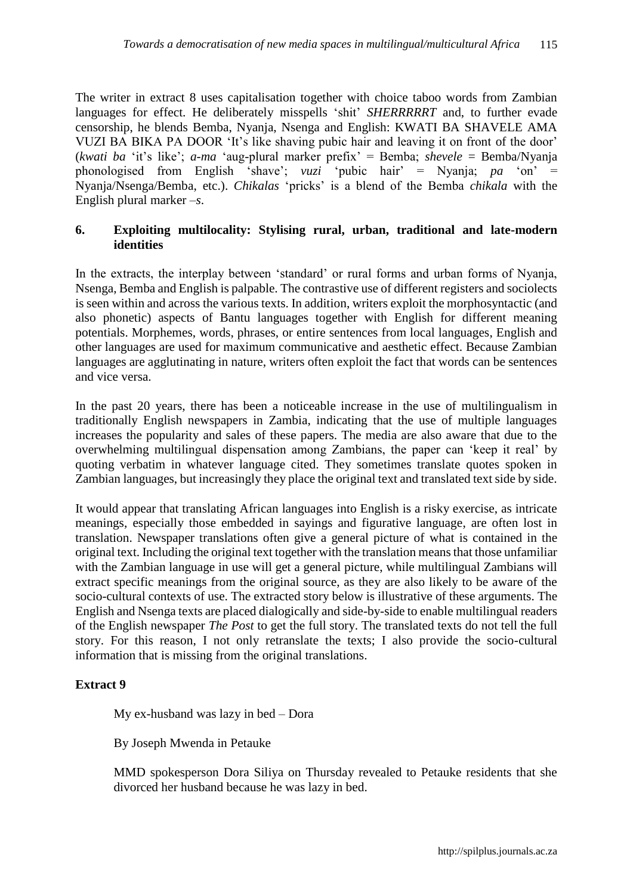The writer in extract 8 uses capitalisation together with choice taboo words from Zambian languages for effect. He deliberately misspells 'shit' *SHERRRRRT* and, to further evade censorship, he blends Bemba, Nyanja, Nsenga and English: KWATI BA SHAVELE AMA VUZI BA BIKA PA DOOR 'It's like shaving pubic hair and leaving it on front of the door' (*kwati ba* 'it's like'; *a-ma* 'aug-plural marker prefix' = Bemba; *shevele* = Bemba/Nyanja phonologised from English 'shave'; *vuzi* 'pubic hair' = Nyanja; *pa* 'on' = Nyanja/Nsenga/Bemba, etc.). *Chikalas* 'pricks' is a blend of the Bemba *chikala* with the English plural marker *–s*.

## 6. Exploiting multilocality: Stylising rural, urban, traditional and late-modern identities

In the extracts, the interplay between 'standard' or rural forms and urban forms of Nyanja, Nsenga, Bemba and English is palpable. The contrastive use of different registers and sociolects is seen within and across the various texts. In addition, writers exploit the morphosyntactic (and also phonetic) aspects of Bantu languages together with English for different meaning potentials. Morphemes, words, phrases, or entire sentences from local languages, English and other languages are used for maximum communicative and aesthetic effect. Because Zambian languages are agglutinating in nature, writers often exploit the fact that words can be sentences and vice versa.

In the past 20 years, there has been a noticeable increase in the use of multilingualism in traditionally English newspapers in Zambia, indicating that the use of multiple languages increases the popularity and sales of these papers. The media are also aware that due to the overwhelming multilingual dispensation among Zambians, the paper can 'keep it real' by quoting verbatim in whatever language cited. They sometimes translate quotes spoken in Zambian languages, but increasingly they place the original text and translated text side by side.

It would appear that translating African languages into English is a risky exercise, as intricate meanings, especially those embedded in sayings and figurative language, are often lost in translation. Newspaper translations often give a general picture of what is contained in the original text. Including the original text together with the translation means that those unfamiliar with the Zambian language in use will get a general picture, while multilingual Zambians will extract specific meanings from the original source, as they are also likely to be aware of the socio-cultural contexts of use. The extracted story below is illustrative of these arguments. The English and Nsenga texts are placed dialogically and side-by-side to enable multilingual readers of the English newspaper *The Post* to get the full story. The translated texts do not tell the full story. For this reason, I not only retranslate the texts; I also provide the socio-cultural information that is missing from the original translations.

**Extract 9**

> My ex-husband was lazy in bed – Dora
>
> By Joseph Mwenda in Petauke
>
> MMD spokesperson Dora Siliya on Thursday revealed to Petauke residents that she divorced her husband because he was lazy in bed.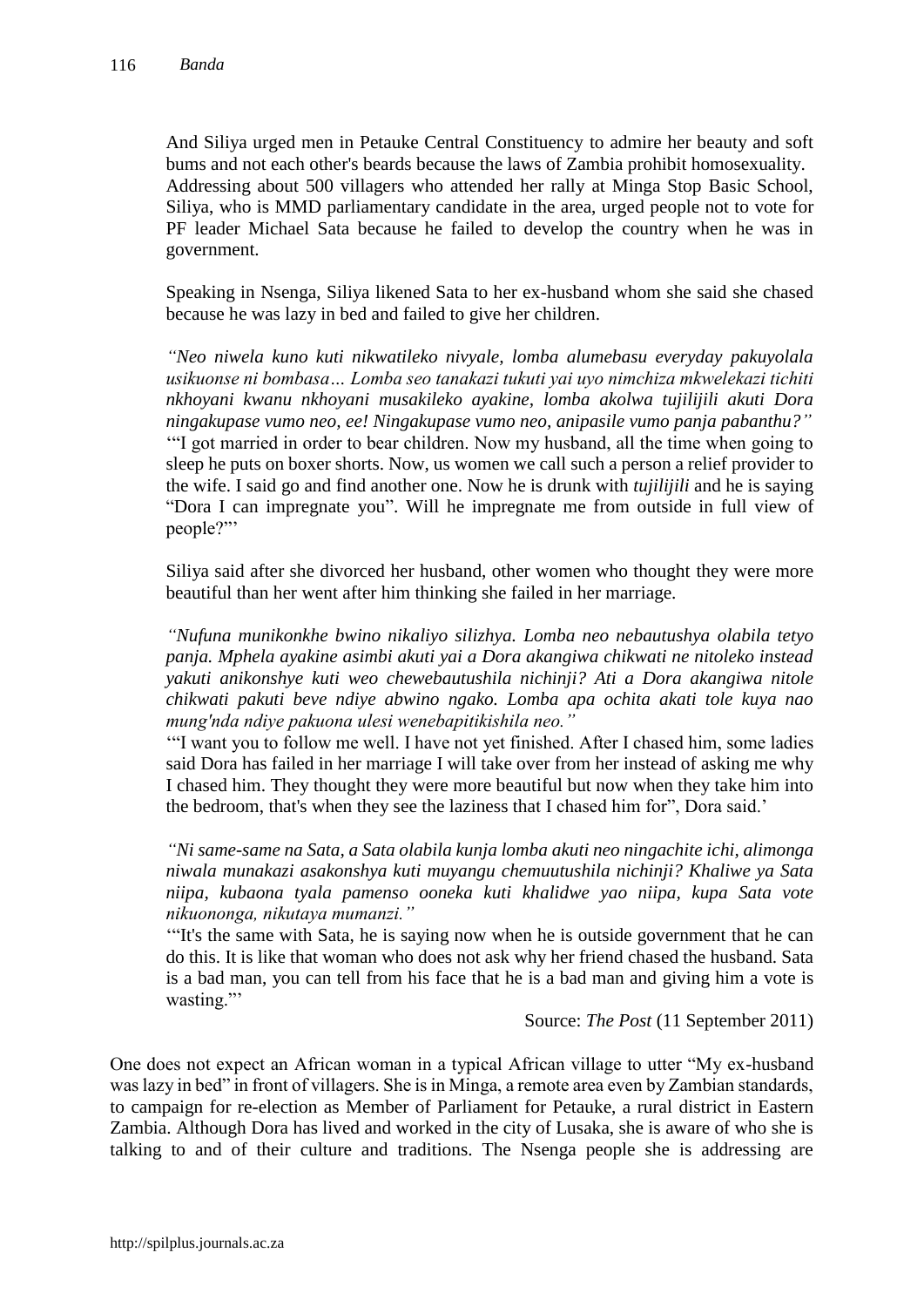And Siliya urged men in Petauke Central Constituency to admire her beauty and soft bums and not each other's beards because the laws of Zambia prohibit homosexuality. Addressing about 500 villagers who attended her rally at Minga Stop Basic School, Siliya, who is MMD parliamentary candidate in the area, urged people not to vote for PF leader Michael Sata because he failed to develop the country when he was in government.

Speaking in Nsenga, Siliya likened Sata to her ex-husband whom she said she chased because he was lazy in bed and failed to give her children.

*"Neo niwela kuno kuti nikwatileko nivyale, lomba alumebasu everyday pakuyolala usikuonse ni bombasa… Lomba seo tanakazi tukuti yai uyo nimchiza mkwelekazi tichiti nkhoyani kwanu nkhoyani musakileko ayakine, lomba akolwa tujilijili akuti Dora ningakupase vumo neo, ee! Ningakupase vumo neo, anipasile vumo panja pabanthu?"*
'"I got married in order to bear children. Now my husband, all the time when going to sleep he puts on boxer shorts. Now, us women we call such a person a relief provider to the wife. I said go and find another one. Now he is drunk with *tujilijili* and he is saying "Dora I can impregnate you". Will he impregnate me from outside in full view of people?"'

Siliya said after she divorced her husband, other women who thought they were more beautiful than her went after him thinking she failed in her marriage.

*"Nufuna munikonkhe bwino nikaliyo silizhya. Lomba neo nebautushya olabila tetyo panja. Mphela ayakine asimbi akuti yai a Dora akangiwa chikwati ne nitoleko instead yakuti anikonshye kuti weo chewebautushila nichinji? Ati a Dora akangiwa nitole chikwati pakuti beve ndiye abwino ngako. Lomba apa ochita akati tole kuya nao mung'nda ndiye pakuona ulesi wenebapitikishila neo."*
'"I want you to follow me well. I have not yet finished. After I chased him, some ladies said Dora has failed in her marriage I will take over from her instead of asking me why I chased him. They thought they were more beautiful but now when they take him into the bedroom, that's when they see the laziness that I chased him for", Dora said.'

*"Ni same-same na Sata, a Sata olabila kunja lomba akuti neo ningachite ichi, alimonga niwala munakazi asakonshya kuti muyangu chemuutushila nichinji? Khaliwe ya Sata niipa, kubaona tyala pamenso ooneka kuti khalidwe yao niipa, kupa Sata vote nikuononga, nikutaya mumanzi."*
'"It's the same with Sata, he is saying now when he is outside government that he can do this. It is like that woman who does not ask why her friend chased the husband. Sata is a bad man, you can tell from his face that he is a bad man and giving him a vote is wasting."'

Source: *The Post* (11 September 2011)

One does not expect an African woman in a typical African village to utter "My ex-husband was lazy in bed" in front of villagers. She is in Minga, a remote area even by Zambian standards, to campaign for re-election as Member of Parliament for Petauke, a rural district in Eastern Zambia. Although Dora has lived and worked in the city of Lusaka, she is aware of who she is talking to and of their culture and traditions. The Nsenga people she is addressing are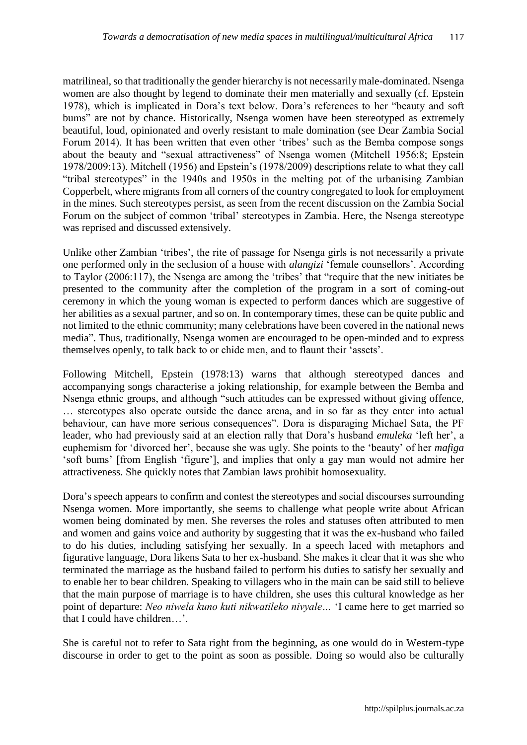matrilineal, so that traditionally the gender hierarchy is not necessarily male-dominated. Nsenga women are also thought by legend to dominate their men materially and sexually (cf. Epstein 1978), which is implicated in Dora's text below. Dora's references to her "beauty and soft bums" are not by chance. Historically, Nsenga women have been stereotyped as extremely beautiful, loud, opinionated and overly resistant to male domination (see Dear Zambia Social Forum 2014). It has been written that even other 'tribes' such as the Bemba compose songs about the beauty and "sexual attractiveness" of Nsenga women (Mitchell 1956:8; Epstein 1978/2009:13). Mitchell (1956) and Epstein's (1978/2009) descriptions relate to what they call "tribal stereotypes" in the 1940s and 1950s in the melting pot of the urbanising Zambian Copperbelt, where migrants from all corners of the country congregated to look for employment in the mines. Such stereotypes persist, as seen from the recent discussion on the Zambia Social Forum on the subject of common 'tribal' stereotypes in Zambia. Here, the Nsenga stereotype was reprised and discussed extensively.

Unlike other Zambian 'tribes', the rite of passage for Nsenga girls is not necessarily a private one performed only in the seclusion of a house with *alangizi* 'female counsellors'. According to Taylor (2006:117), the Nsenga are among the 'tribes' that "require that the new initiates be presented to the community after the completion of the program in a sort of coming-out ceremony in which the young woman is expected to perform dances which are suggestive of her abilities as a sexual partner, and so on. In contemporary times, these can be quite public and not limited to the ethnic community; many celebrations have been covered in the national news media". Thus, traditionally, Nsenga women are encouraged to be open-minded and to express themselves openly, to talk back to or chide men, and to flaunt their 'assets'.

Following Mitchell, Epstein (1978:13) warns that although stereotyped dances and accompanying songs characterise a joking relationship, for example between the Bemba and Nsenga ethnic groups, and although "such attitudes can be expressed without giving offence, … stereotypes also operate outside the dance arena, and in so far as they enter into actual behaviour, can have more serious consequences". Dora is disparaging Michael Sata, the PF leader, who had previously said at an election rally that Dora's husband *emuleka* 'left her', a euphemism for 'divorced her', because she was ugly. She points to the 'beauty' of her *mafiga* 'soft bums' [from English 'figure'], and implies that only a gay man would not admire her attractiveness. She quickly notes that Zambian laws prohibit homosexuality.

Dora's speech appears to confirm and contest the stereotypes and social discourses surrounding Nsenga women. More importantly, she seems to challenge what people write about African women being dominated by men. She reverses the roles and statuses often attributed to men and women and gains voice and authority by suggesting that it was the ex-husband who failed to do his duties, including satisfying her sexually. In a speech laced with metaphors and figurative language, Dora likens Sata to her ex-husband. She makes it clear that it was she who terminated the marriage as the husband failed to perform his duties to satisfy her sexually and to enable her to bear children. Speaking to villagers who in the main can be said still to believe that the main purpose of marriage is to have children, she uses this cultural knowledge as her point of departure: *Neo niwela kuno kuti nikwatileko nivyale…* 'I came here to get married so that I could have children…'.

She is careful not to refer to Sata right from the beginning, as one would do in Western-type discourse in order to get to the point as soon as possible. Doing so would also be culturally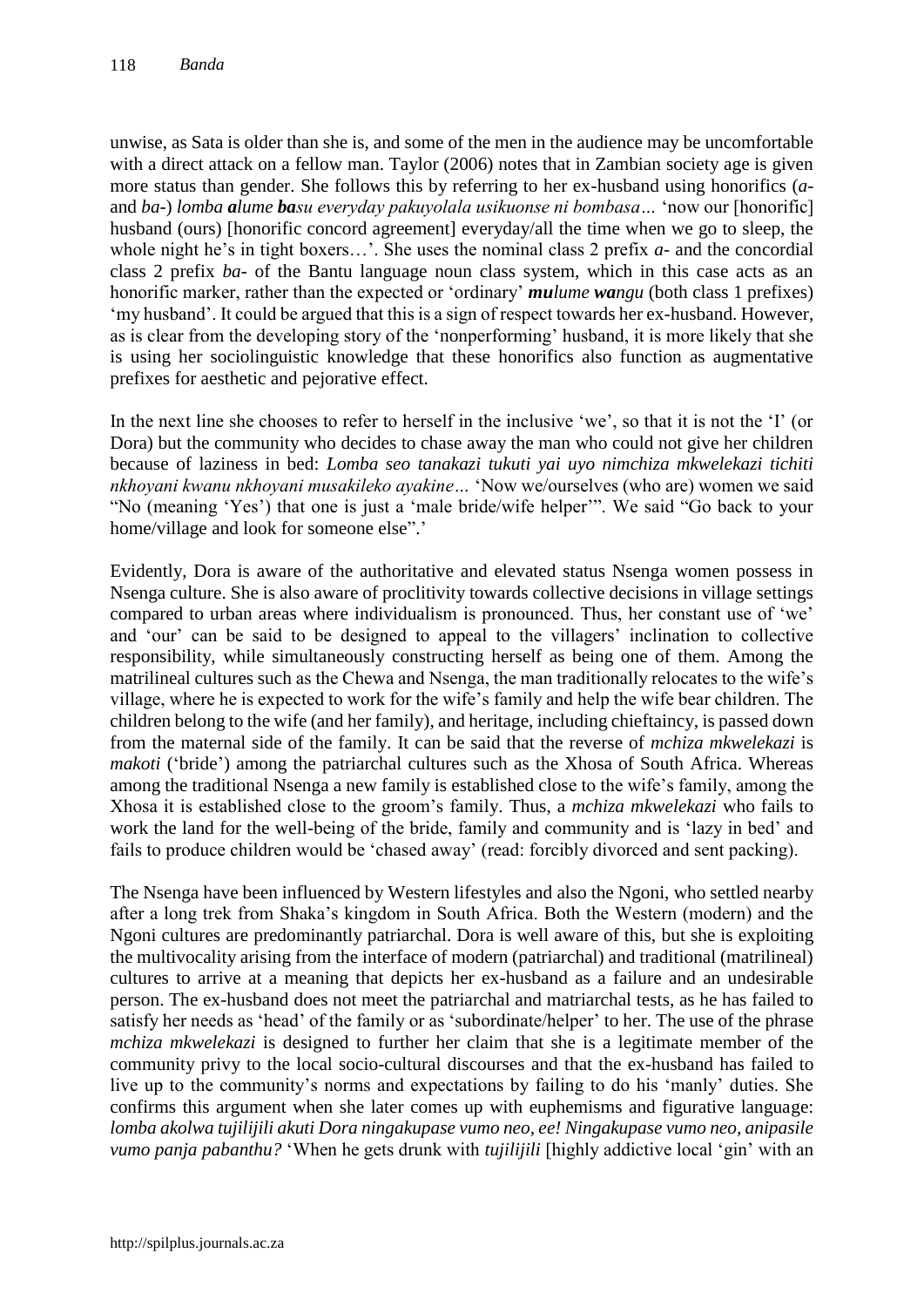unwise, as Sata is older than she is, and some of the men in the audience may be uncomfortable with a direct attack on a fellow man. Taylor (2006) notes that in Zambian society age is given more status than gender. She follows this by referring to her ex-husband using honorifics (*a-* and *ba-*) *lomba **a**lume **ba**su everyday pakuyolala usikuonse ni bombasa…* 'now our [honorific] husband (ours) [honorific concord agreement] everyday/all the time when we go to sleep, the whole night he's in tight boxers…'. She uses the nominal class 2 prefix *a-* and the concordial class 2 prefix *ba-* of the Bantu language noun class system, which in this case acts as an honorific marker, rather than the expected or 'ordinary' ***mu**lume **wa**ngu* (both class 1 prefixes) 'my husband'. It could be argued that this is a sign of respect towards her ex-husband. However, as is clear from the developing story of the 'nonperforming' husband, it is more likely that she is using her sociolinguistic knowledge that these honorifics also function as augmentative prefixes for aesthetic and pejorative effect.

In the next line she chooses to refer to herself in the inclusive 'we', so that it is not the 'I' (or Dora) but the community who decides to chase away the man who could not give her children because of laziness in bed: *Lomba seo tanakazi tukuti yai uyo nimchiza mkwelekazi tichiti nkhoyani kwanu nkhoyani musakileko ayakine…* 'Now we/ourselves (who are) women we said "No (meaning 'Yes') that one is just a 'male bride/wife helper'". We said "Go back to your home/village and look for someone else".'

Evidently, Dora is aware of the authoritative and elevated status Nsenga women possess in Nsenga culture. She is also aware of proclitivity towards collective decisions in village settings compared to urban areas where individualism is pronounced. Thus, her constant use of 'we' and 'our' can be said to be designed to appeal to the villagers' inclination to collective responsibility, while simultaneously constructing herself as being one of them. Among the matrilineal cultures such as the Chewa and Nsenga, the man traditionally relocates to the wife's village, where he is expected to work for the wife's family and help the wife bear children. The children belong to the wife (and her family), and heritage, including chieftaincy, is passed down from the maternal side of the family. It can be said that the reverse of *mchiza mkwelekazi* is *makoti* ('bride') among the patriarchal cultures such as the Xhosa of South Africa. Whereas among the traditional Nsenga a new family is established close to the wife's family, among the Xhosa it is established close to the groom's family. Thus, a *mchiza mkwelekazi* who fails to work the land for the well-being of the bride, family and community and is 'lazy in bed' and fails to produce children would be 'chased away' (read: forcibly divorced and sent packing).

The Nsenga have been influenced by Western lifestyles and also the Ngoni, who settled nearby after a long trek from Shaka's kingdom in South Africa. Both the Western (modern) and the Ngoni cultures are predominantly patriarchal. Dora is well aware of this, but she is exploiting the multivocality arising from the interface of modern (patriarchal) and traditional (matrilineal) cultures to arrive at a meaning that depicts her ex-husband as a failure and an undesirable person. The ex-husband does not meet the patriarchal and matriarchal tests, as he has failed to satisfy her needs as 'head' of the family or as 'subordinate/helper' to her. The use of the phrase *mchiza mkwelekazi* is designed to further her claim that she is a legitimate member of the community privy to the local socio-cultural discourses and that the ex-husband has failed to live up to the community's norms and expectations by failing to do his 'manly' duties. She confirms this argument when she later comes up with euphemisms and figurative language: *lomba akolwa tujilijili akuti Dora ningakupase vumo neo, ee! Ningakupase vumo neo, anipasile vumo panja pabanthu?* 'When he gets drunk with *tujilijili* [highly addictive local 'gin' with an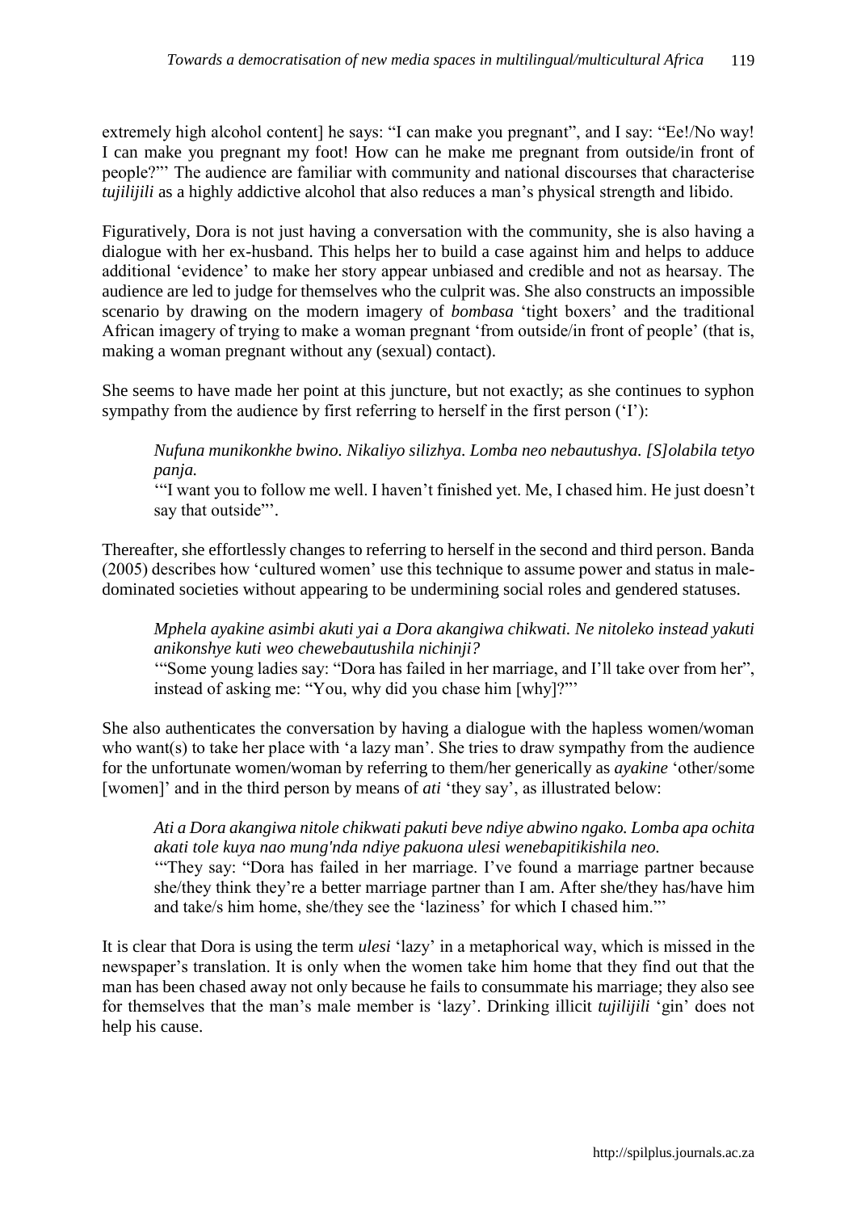extremely high alcohol content] he says: "I can make you pregnant", and I say: "Ee!/No way! I can make you pregnant my foot! How can he make me pregnant from outside/in front of people?"' The audience are familiar with community and national discourses that characterise *tujilijili* as a highly addictive alcohol that also reduces a man's physical strength and libido.

Figuratively, Dora is not just having a conversation with the community, she is also having a dialogue with her ex-husband. This helps her to build a case against him and helps to adduce additional 'evidence' to make her story appear unbiased and credible and not as hearsay. The audience are led to judge for themselves who the culprit was. She also constructs an impossible scenario by drawing on the modern imagery of *bombasa* 'tight boxers' and the traditional African imagery of trying to make a woman pregnant 'from outside/in front of people' (that is, making a woman pregnant without any (sexual) contact).

She seems to have made her point at this juncture, but not exactly; as she continues to syphon sympathy from the audience by first referring to herself in the first person ('I'):

> *Nufuna munikonkhe bwino. Nikaliyo silizhya. Lomba neo nebautushya. [S]olabila tetyo panja.*
> '"I want you to follow me well. I haven't finished yet. Me, I chased him. He just doesn't say that outside"'.

Thereafter, she effortlessly changes to referring to herself in the second and third person. Banda (2005) describes how 'cultured women' use this technique to assume power and status in male-dominated societies without appearing to be undermining social roles and gendered statuses.

> *Mphela ayakine asimbi akuti yai a Dora akangiwa chikwati. Ne nitoleko instead yakuti anikonshye kuti weo chewebautushila nichinji?*
> '"Some young ladies say: "Dora has failed in her marriage, and I'll take over from her", instead of asking me: "You, why did you chase him [why]?"'

She also authenticates the conversation by having a dialogue with the hapless women/woman who want(s) to take her place with 'a lazy man'. She tries to draw sympathy from the audience for the unfortunate women/woman by referring to them/her generically as *ayakine* 'other/some [women]' and in the third person by means of *ati* 'they say', as illustrated below:

> *Ati a Dora akangiwa nitole chikwati pakuti beve ndiye abwino ngako. Lomba apa ochita akati tole kuya nao mung'nda ndiye pakuona ulesi wenebapitikishila neo.*
> '"They say: "Dora has failed in her marriage. I've found a marriage partner because she/they think they're a better marriage partner than I am. After she/they has/have him and take/s him home, she/they see the 'laziness' for which I chased him."'

It is clear that Dora is using the term *ulesi* 'lazy' in a metaphorical way, which is missed in the newspaper's translation. It is only when the women take him home that they find out that the man has been chased away not only because he fails to consummate his marriage; they also see for themselves that the man's male member is 'lazy'. Drinking illicit *tujilijili* 'gin' does not help his cause.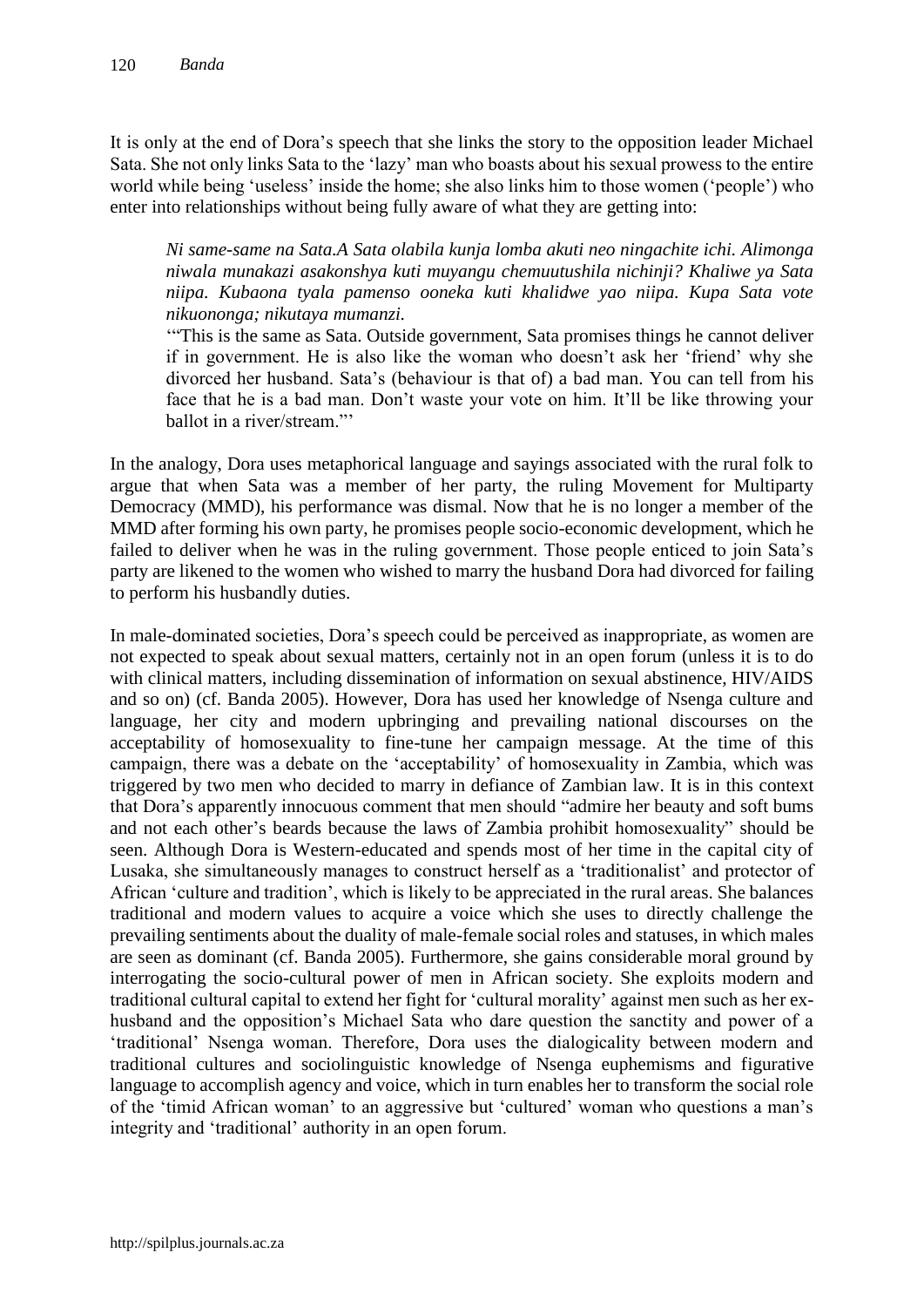It is only at the end of Dora's speech that she links the story to the opposition leader Michael Sata. She not only links Sata to the 'lazy' man who boasts about his sexual prowess to the entire world while being 'useless' inside the home; she also links him to those women ('people') who enter into relationships without being fully aware of what they are getting into:

> *Ni same-same na Sata.A Sata olabila kunja lomba akuti neo ningachite ichi. Alimonga niwala munakazi asakonshya kuti muyangu chemuutushila nichinji? Khaliwe ya Sata niipa. Kubaona tyala pamenso ooneka kuti khalidwe yao niipa. Kupa Sata vote nikuononga; nikutaya mumanzi.*
>
> '"This is the same as Sata. Outside government, Sata promises things he cannot deliver if in government. He is also like the woman who doesn't ask her 'friend' why she divorced her husband. Sata's (behaviour is that of) a bad man. You can tell from his face that he is a bad man. Don't waste your vote on him. It'll be like throwing your ballot in a river/stream."'

In the analogy, Dora uses metaphorical language and sayings associated with the rural folk to argue that when Sata was a member of her party, the ruling Movement for Multiparty Democracy (MMD), his performance was dismal. Now that he is no longer a member of the MMD after forming his own party, he promises people socio-economic development, which he failed to deliver when he was in the ruling government. Those people enticed to join Sata's party are likened to the women who wished to marry the husband Dora had divorced for failing to perform his husbandly duties.

In male-dominated societies, Dora's speech could be perceived as inappropriate, as women are not expected to speak about sexual matters, certainly not in an open forum (unless it is to do with clinical matters, including dissemination of information on sexual abstinence, HIV/AIDS and so on) (cf. Banda 2005). However, Dora has used her knowledge of Nsenga culture and language, her city and modern upbringing and prevailing national discourses on the acceptability of homosexuality to fine-tune her campaign message. At the time of this campaign, there was a debate on the 'acceptability' of homosexuality in Zambia, which was triggered by two men who decided to marry in defiance of Zambian law. It is in this context that Dora's apparently innocuous comment that men should "admire her beauty and soft bums and not each other's beards because the laws of Zambia prohibit homosexuality" should be seen. Although Dora is Western-educated and spends most of her time in the capital city of Lusaka, she simultaneously manages to construct herself as a 'traditionalist' and protector of African 'culture and tradition', which is likely to be appreciated in the rural areas. She balances traditional and modern values to acquire a voice which she uses to directly challenge the prevailing sentiments about the duality of male-female social roles and statuses, in which males are seen as dominant (cf. Banda 2005). Furthermore, she gains considerable moral ground by interrogating the socio-cultural power of men in African society. She exploits modern and traditional cultural capital to extend her fight for 'cultural morality' against men such as her ex-husband and the opposition's Michael Sata who dare question the sanctity and power of a 'traditional' Nsenga woman. Therefore, Dora uses the dialogicality between modern and traditional cultures and sociolinguistic knowledge of Nsenga euphemisms and figurative language to accomplish agency and voice, which in turn enables her to transform the social role of the 'timid African woman' to an aggressive but 'cultured' woman who questions a man's integrity and 'traditional' authority in an open forum.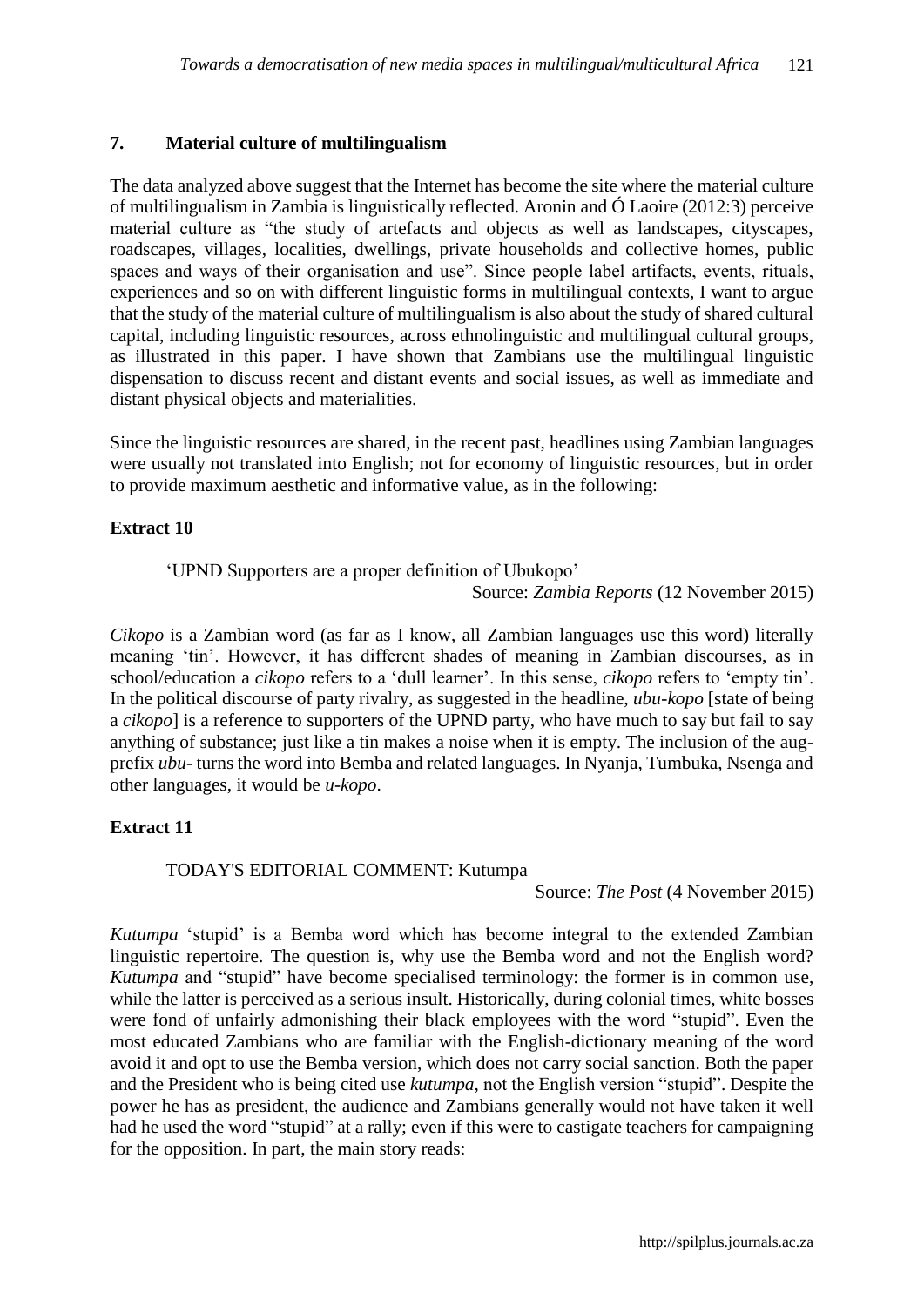## 7. Material culture of multilingualism

The data analyzed above suggest that the Internet has become the site where the material culture of multilingualism in Zambia is linguistically reflected. Aronin and Ó Laoire (2012:3) perceive material culture as "the study of artefacts and objects as well as landscapes, cityscapes, roadscapes, villages, localities, dwellings, private households and collective homes, public spaces and ways of their organisation and use". Since people label artifacts, events, rituals, experiences and so on with different linguistic forms in multilingual contexts, I want to argue that the study of the material culture of multilingualism is also about the study of shared cultural capital, including linguistic resources, across ethnolinguistic and multilingual cultural groups, as illustrated in this paper. I have shown that Zambians use the multilingual linguistic dispensation to discuss recent and distant events and social issues, as well as immediate and distant physical objects and materialities.

Since the linguistic resources are shared, in the recent past, headlines using Zambian languages were usually not translated into English; not for economy of linguistic resources, but in order to provide maximum aesthetic and informative value, as in the following:

**Extract 10**

> 'UPND Supporters are a proper definition of Ubukopo'
>
> Source: *Zambia Reports* (12 November 2015)

*Cikopo* is a Zambian word (as far as I know, all Zambian languages use this word) literally meaning 'tin'. However, it has different shades of meaning in Zambian discourses, as in school/education a *cikopo* refers to a 'dull learner'. In this sense, *cikopo* refers to 'empty tin'. In the political discourse of party rivalry, as suggested in the headline, *ubu-kopo* [state of being a *cikopo*] is a reference to supporters of the UPND party, who have much to say but fail to say anything of substance; just like a tin makes a noise when it is empty. The inclusion of the aug-prefix *ubu-* turns the word into Bemba and related languages. In Nyanja, Tumbuka, Nsenga and other languages, it would be *u-kopo*.

**Extract 11**

> TODAY'S EDITORIAL COMMENT: Kutumpa
>
> Source: *The Post* (4 November 2015)

*Kutumpa* 'stupid' is a Bemba word which has become integral to the extended Zambian linguistic repertoire. The question is, why use the Bemba word and not the English word? *Kutumpa* and "stupid" have become specialised terminology: the former is in common use, while the latter is perceived as a serious insult. Historically, during colonial times, white bosses were fond of unfairly admonishing their black employees with the word "stupid". Even the most educated Zambians who are familiar with the English-dictionary meaning of the word avoid it and opt to use the Bemba version, which does not carry social sanction. Both the paper and the President who is being cited use *kutumpa*, not the English version "stupid". Despite the power he has as president, the audience and Zambians generally would not have taken it well had he used the word "stupid" at a rally; even if this were to castigate teachers for campaigning for the opposition. In part, the main story reads: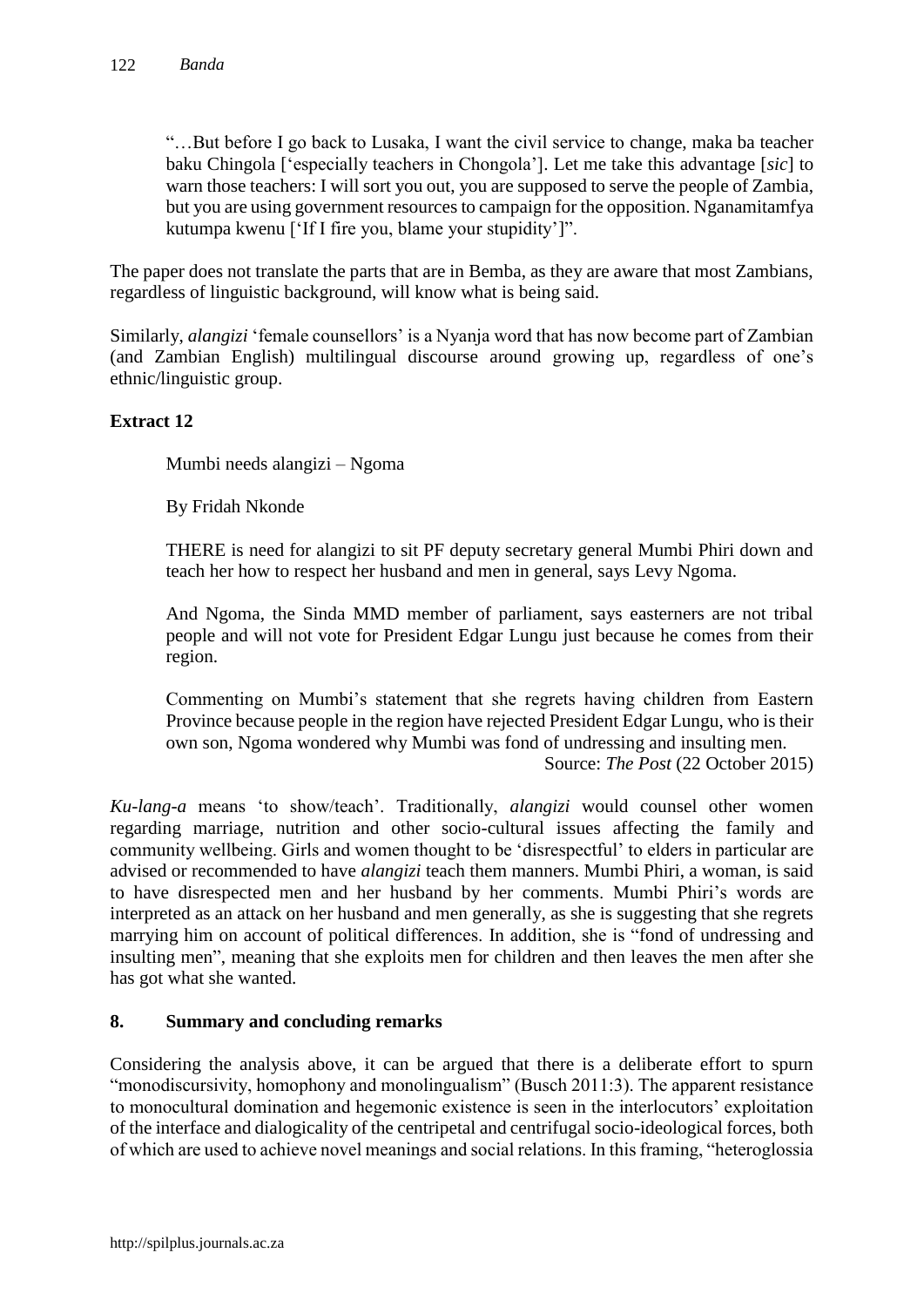> "…But before I go back to Lusaka, I want the civil service to change, maka ba teacher baku Chingola ['especially teachers in Chongola']. Let me take this advantage [*sic*] to warn those teachers: I will sort you out, you are supposed to serve the people of Zambia, but you are using government resources to campaign for the opposition. Nganamitamfya kutumpa kwenu ['If I fire you, blame your stupidity']".

The paper does not translate the parts that are in Bemba, as they are aware that most Zambians, regardless of linguistic background, will know what is being said.

Similarly, *alangizi* 'female counsellors' is a Nyanja word that has now become part of Zambian (and Zambian English) multilingual discourse around growing up, regardless of one's ethnic/linguistic group.

**Extract 12**

> Mumbi needs alangizi – Ngoma
>
> By Fridah Nkonde
>
> THERE is need for alangizi to sit PF deputy secretary general Mumbi Phiri down and teach her how to respect her husband and men in general, says Levy Ngoma.
>
> And Ngoma, the Sinda MMD member of parliament, says easterners are not tribal people and will not vote for President Edgar Lungu just because he comes from their region.
>
> Commenting on Mumbi's statement that she regrets having children from Eastern Province because people in the region have rejected President Edgar Lungu, who is their own son, Ngoma wondered why Mumbi was fond of undressing and insulting men.
>
> Source: *The Post* (22 October 2015)

*Ku-lang-a* means 'to show/teach'. Traditionally, *alangizi* would counsel other women regarding marriage, nutrition and other socio-cultural issues affecting the family and community wellbeing. Girls and women thought to be 'disrespectful' to elders in particular are advised or recommended to have *alangizi* teach them manners. Mumbi Phiri, a woman, is said to have disrespected men and her husband by her comments. Mumbi Phiri's words are interpreted as an attack on her husband and men generally, as she is suggesting that she regrets marrying him on account of political differences. In addition, she is "fond of undressing and insulting men", meaning that she exploits men for children and then leaves the men after she has got what she wanted.

## 8. Summary and concluding remarks

Considering the analysis above, it can be argued that there is a deliberate effort to spurn "monodiscursivity, homophony and monolingualism" (Busch 2011:3). The apparent resistance to monocultural domination and hegemonic existence is seen in the interlocutors' exploitation of the interface and dialogicality of the centripetal and centrifugal socio-ideological forces, both of which are used to achieve novel meanings and social relations. In this framing, "heteroglossia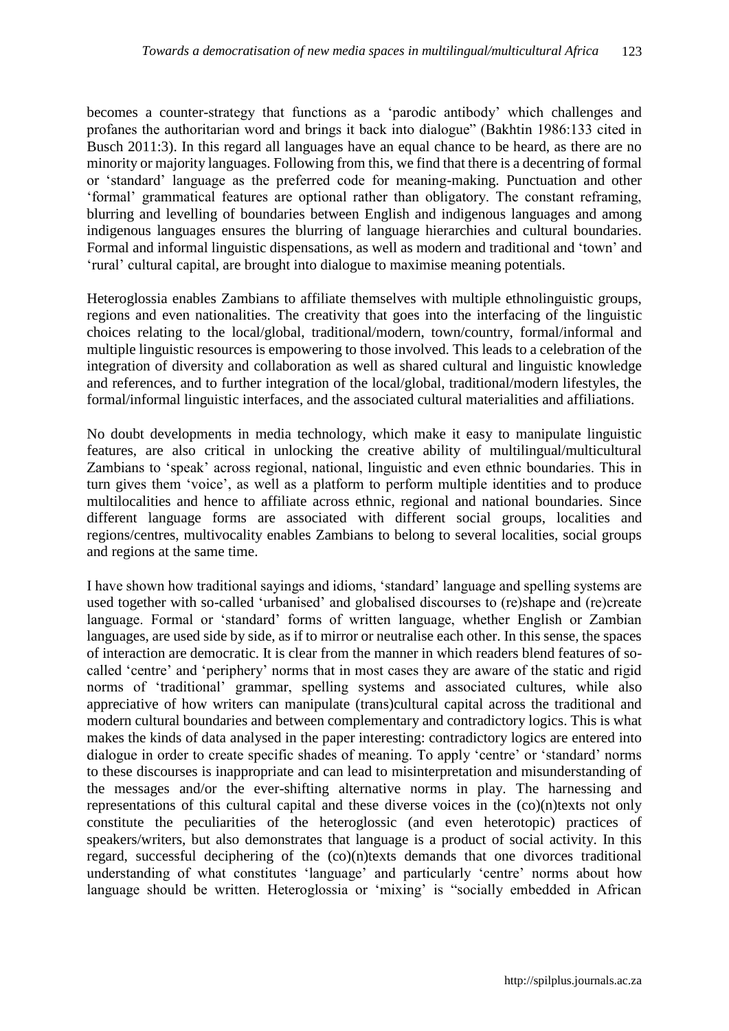becomes a counter-strategy that functions as a 'parodic antibody' which challenges and profanes the authoritarian word and brings it back into dialogue" (Bakhtin 1986:133 cited in Busch 2011:3). In this regard all languages have an equal chance to be heard, as there are no minority or majority languages. Following from this, we find that there is a decentring of formal or 'standard' language as the preferred code for meaning-making. Punctuation and other 'formal' grammatical features are optional rather than obligatory. The constant reframing, blurring and levelling of boundaries between English and indigenous languages and among indigenous languages ensures the blurring of language hierarchies and cultural boundaries. Formal and informal linguistic dispensations, as well as modern and traditional and 'town' and 'rural' cultural capital, are brought into dialogue to maximise meaning potentials.

Heteroglossia enables Zambians to affiliate themselves with multiple ethnolinguistic groups, regions and even nationalities. The creativity that goes into the interfacing of the linguistic choices relating to the local/global, traditional/modern, town/country, formal/informal and multiple linguistic resources is empowering to those involved. This leads to a celebration of the integration of diversity and collaboration as well as shared cultural and linguistic knowledge and references, and to further integration of the local/global, traditional/modern lifestyles, the formal/informal linguistic interfaces, and the associated cultural materialities and affiliations.

No doubt developments in media technology, which make it easy to manipulate linguistic features, are also critical in unlocking the creative ability of multilingual/multicultural Zambians to 'speak' across regional, national, linguistic and even ethnic boundaries. This in turn gives them 'voice', as well as a platform to perform multiple identities and to produce multilocalities and hence to affiliate across ethnic, regional and national boundaries. Since different language forms are associated with different social groups, localities and regions/centres, multivocality enables Zambians to belong to several localities, social groups and regions at the same time.

I have shown how traditional sayings and idioms, 'standard' language and spelling systems are used together with so-called 'urbanised' and globalised discourses to (re)shape and (re)create language. Formal or 'standard' forms of written language, whether English or Zambian languages, are used side by side, as if to mirror or neutralise each other. In this sense, the spaces of interaction are democratic. It is clear from the manner in which readers blend features of so-called 'centre' and 'periphery' norms that in most cases they are aware of the static and rigid norms of 'traditional' grammar, spelling systems and associated cultures, while also appreciative of how writers can manipulate (trans)cultural capital across the traditional and modern cultural boundaries and between complementary and contradictory logics. This is what makes the kinds of data analysed in the paper interesting: contradictory logics are entered into dialogue in order to create specific shades of meaning. To apply 'centre' or 'standard' norms to these discourses is inappropriate and can lead to misinterpretation and misunderstanding of the messages and/or the ever-shifting alternative norms in play. The harnessing and representations of this cultural capital and these diverse voices in the (co)(n)texts not only constitute the peculiarities of the heteroglossic (and even heterotopic) practices of speakers/writers, but also demonstrates that language is a product of social activity. In this regard, successful deciphering of the (co)(n)texts demands that one divorces traditional understanding of what constitutes 'language' and particularly 'centre' norms about how language should be written. Heteroglossia or 'mixing' is "socially embedded in African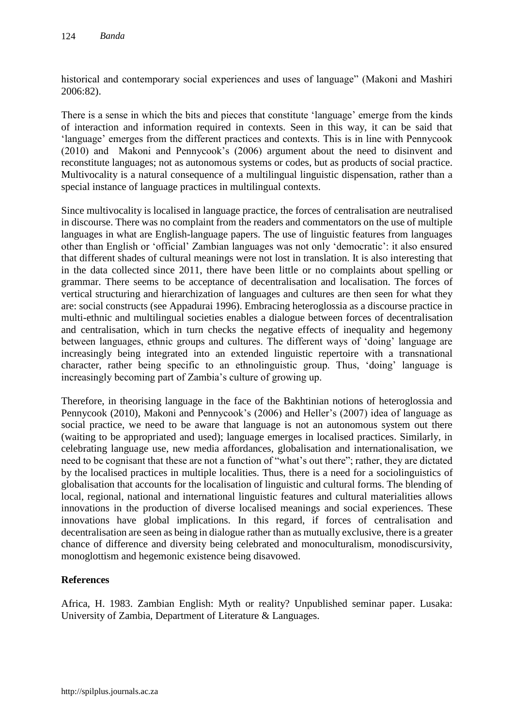historical and contemporary social experiences and uses of language" (Makoni and Mashiri 2006:82).

There is a sense in which the bits and pieces that constitute 'language' emerge from the kinds of interaction and information required in contexts. Seen in this way, it can be said that 'language' emerges from the different practices and contexts. This is in line with Pennycook (2010) and Makoni and Pennycook's (2006) argument about the need to disinvent and reconstitute languages; not as autonomous systems or codes, but as products of social practice. Multivocality is a natural consequence of a multilingual linguistic dispensation, rather than a special instance of language practices in multilingual contexts.

Since multivocality is localised in language practice, the forces of centralisation are neutralised in discourse. There was no complaint from the readers and commentators on the use of multiple languages in what are English-language papers. The use of linguistic features from languages other than English or 'official' Zambian languages was not only 'democratic': it also ensured that different shades of cultural meanings were not lost in translation. It is also interesting that in the data collected since 2011, there have been little or no complaints about spelling or grammar. There seems to be acceptance of decentralisation and localisation. The forces of vertical structuring and hierarchization of languages and cultures are then seen for what they are: social constructs (see Appadurai 1996). Embracing heteroglossia as a discourse practice in multi-ethnic and multilingual societies enables a dialogue between forces of decentralisation and centralisation, which in turn checks the negative effects of inequality and hegemony between languages, ethnic groups and cultures. The different ways of 'doing' language are increasingly being integrated into an extended linguistic repertoire with a transnational character, rather being specific to an ethnolinguistic group. Thus, 'doing' language is increasingly becoming part of Zambia's culture of growing up.

Therefore, in theorising language in the face of the Bakhtinian notions of heteroglossia and Pennycook (2010), Makoni and Pennycook's (2006) and Heller's (2007) idea of language as social practice, we need to be aware that language is not an autonomous system out there (waiting to be appropriated and used); language emerges in localised practices. Similarly, in celebrating language use, new media affordances, globalisation and internationalisation, we need to be cognisant that these are not a function of "what's out there"; rather, they are dictated by the localised practices in multiple localities. Thus, there is a need for a sociolinguistics of globalisation that accounts for the localisation of linguistic and cultural forms. The blending of local, regional, national and international linguistic features and cultural materialities allows innovations in the production of diverse localised meanings and social experiences. These innovations have global implications. In this regard, if forces of centralisation and decentralisation are seen as being in dialogue rather than as mutually exclusive, there is a greater chance of difference and diversity being celebrated and monoculturalism, monodiscursivity, monoglottism and hegemonic existence being disavowed.

## References

Africa, H. 1983. Zambian English: Myth or reality? Unpublished seminar paper. Lusaka: University of Zambia, Department of Literature & Languages.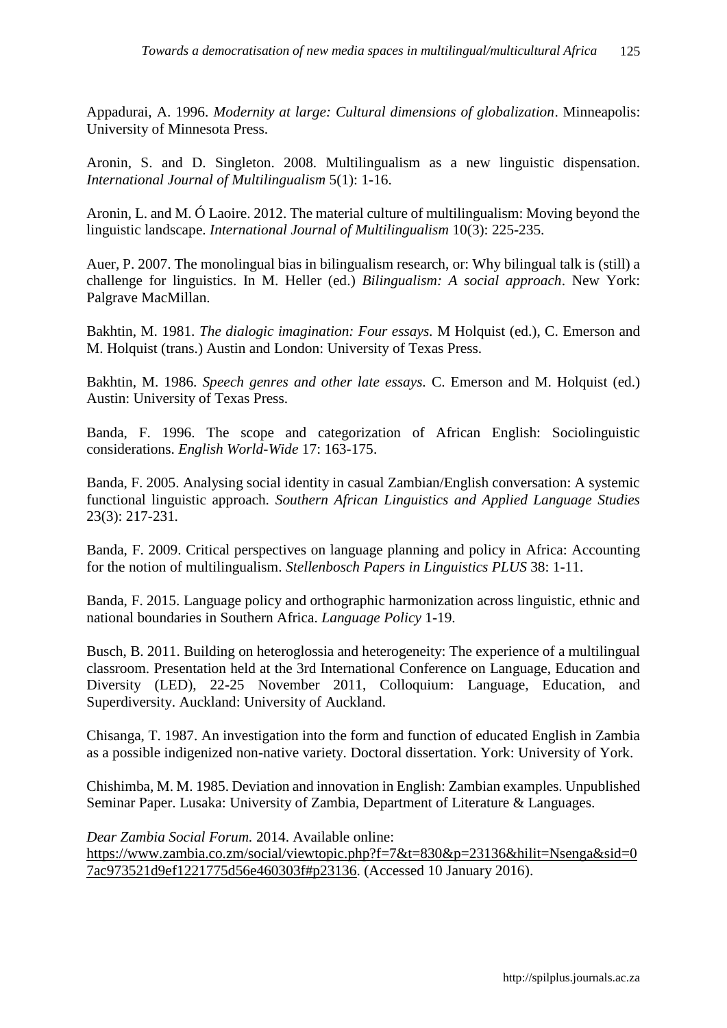Appadurai, A. 1996. *Modernity at large: Cultural dimensions of globalization*. Minneapolis: University of Minnesota Press.

Aronin, S. and D. Singleton. 2008. Multilingualism as a new linguistic dispensation. *International Journal of Multilingualism* 5(1): 1-16.

Aronin, L. and M. Ó Laoire. 2012. The material culture of multilingualism: Moving beyond the linguistic landscape. *International Journal of Multilingualism* 10(3): 225-235.

Auer, P. 2007. The monolingual bias in bilingualism research, or: Why bilingual talk is (still) a challenge for linguistics. In M. Heller (ed.) *Bilingualism: A social approach*. New York: Palgrave MacMillan.

Bakhtin, M. 1981. *The dialogic imagination: Four essays*. M Holquist (ed.), C. Emerson and M. Holquist (trans.) Austin and London: University of Texas Press.

Bakhtin, M. 1986. *Speech genres and other late essays*. C. Emerson and M. Holquist (ed.) Austin: University of Texas Press.

Banda, F. 1996. The scope and categorization of African English: Sociolinguistic considerations. *English World-Wide* 17: 163-175.

Banda, F. 2005. Analysing social identity in casual Zambian/English conversation: A systemic functional linguistic approach. *Southern African Linguistics and Applied Language Studies* 23(3): 217-231.

Banda, F. 2009. Critical perspectives on language planning and policy in Africa: Accounting for the notion of multilingualism. *Stellenbosch Papers in Linguistics PLUS* 38: 1-11.

Banda, F. 2015. Language policy and orthographic harmonization across linguistic, ethnic and national boundaries in Southern Africa. *Language Policy* 1-19.

Busch, B. 2011. Building on heteroglossia and heterogeneity: The experience of a multilingual classroom. Presentation held at the 3rd International Conference on Language, Education and Diversity (LED), 22-25 November 2011, Colloquium: Language, Education, and Superdiversity. Auckland: University of Auckland.

Chisanga, T. 1987. An investigation into the form and function of educated English in Zambia as a possible indigenized non-native variety. Doctoral dissertation. York: University of York.

Chishimba, M. M. 1985. Deviation and innovation in English: Zambian examples. Unpublished Seminar Paper. Lusaka: University of Zambia, Department of Literature & Languages.

*Dear Zambia Social Forum.* 2014. Available online: https://www.zambia.co.zm/social/viewtopic.php?f=7&t=830&p=23136&hilit=Nsenga&sid=07ac973521d9ef1221775d56e460303f#p23136. (Accessed 10 January 2016).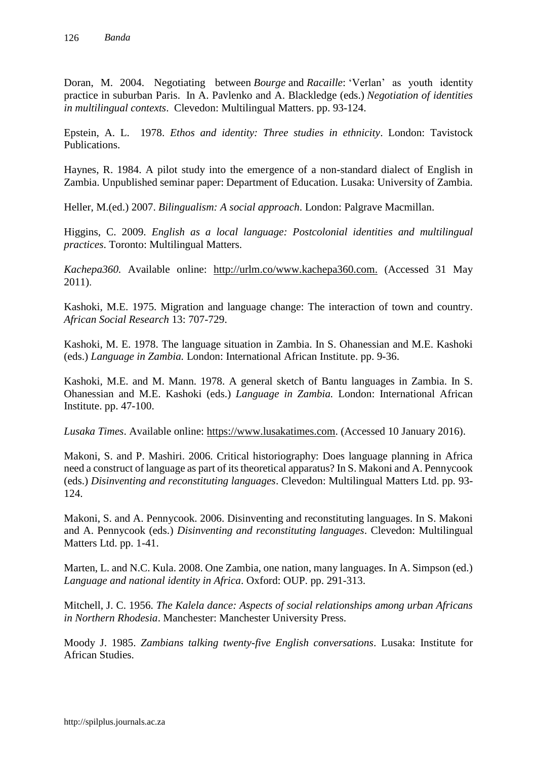Doran, M. 2004. Negotiating between *Bourge* and *Racaille*: 'Verlan' as youth identity practice in suburban Paris. In A. Pavlenko and A. Blackledge (eds.) *Negotiation of identities in multilingual contexts*. Clevedon: Multilingual Matters. pp. 93-124.

Epstein, A. L. 1978. *Ethos and identity: Three studies in ethnicity*. London: Tavistock Publications.

Haynes, R. 1984. A pilot study into the emergence of a non-standard dialect of English in Zambia. Unpublished seminar paper: Department of Education. Lusaka: University of Zambia.

Heller, M.(ed.) 2007. *Bilingualism: A social approach*. London: Palgrave Macmillan.

Higgins, C. 2009. *English as a local language: Postcolonial identities and multilingual practices*. Toronto: Multilingual Matters.

*Kachepa360.* Available online: http://urlm.co/www.kachepa360.com. (Accessed 31 May 2011).

Kashoki, M.E. 1975. Migration and language change: The interaction of town and country. *African Social Research* 13: 707-729.

Kashoki, M. E. 1978. The language situation in Zambia. In S. Ohanessian and M.E. Kashoki (eds.) *Language in Zambia.* London: International African Institute. pp. 9-36.

Kashoki, M.E. and M. Mann. 1978. A general sketch of Bantu languages in Zambia. In S. Ohanessian and M.E. Kashoki (eds.) *Language in Zambia.* London: International African Institute. pp. 47-100.

*Lusaka Times*. Available online: https://www.lusakatimes.com. (Accessed 10 January 2016).

Makoni, S. and P. Mashiri. 2006. Critical historiography: Does language planning in Africa need a construct of language as part of its theoretical apparatus? In S. Makoni and A. Pennycook (eds.) *Disinventing and reconstituting languages*. Clevedon: Multilingual Matters Ltd. pp. 93-124.

Makoni, S. and A. Pennycook. 2006. Disinventing and reconstituting languages. In S. Makoni and A. Pennycook (eds.) *Disinventing and reconstituting languages*. Clevedon: Multilingual Matters Ltd. pp. 1-41.

Marten, L. and N.C. Kula. 2008. One Zambia, one nation, many languages. In A. Simpson (ed.) *Language and national identity in Africa*. Oxford: OUP. pp. 291-313.

Mitchell, J. C. 1956. *The Kalela dance: Aspects of social relationships among urban Africans in Northern Rhodesia*. Manchester: Manchester University Press.

Moody J. 1985. *Zambians talking twenty-five English conversations*. Lusaka: Institute for African Studies.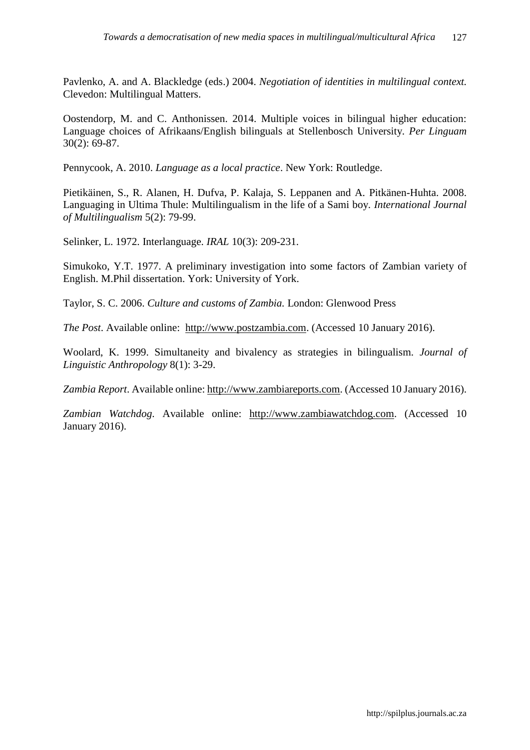Pavlenko, A. and A. Blackledge (eds.) 2004. *Negotiation of identities in multilingual context.* Clevedon: Multilingual Matters.

Oostendorp, M. and C. Anthonissen. 2014. Multiple voices in bilingual higher education: Language choices of Afrikaans/English bilinguals at Stellenbosch University. *Per Linguam* 30(2): 69-87.

Pennycook, A. 2010. *Language as a local practice*. New York: Routledge.

Pietikäinen, S., R. Alanen, H. Dufva, P. Kalaja, S. Leppanen and A. Pitkänen-Huhta. 2008. Languaging in Ultima Thule: Multilingualism in the life of a Sami boy. *International Journal of Multilingualism* 5(2): 79-99.

Selinker, L. 1972. Interlanguage. *IRAL* 10(3): 209-231.

Simukoko, Y.T. 1977. A preliminary investigation into some factors of Zambian variety of English. M.Phil dissertation. York: University of York.

Taylor, S. C. 2006. *Culture and customs of Zambia.* London: Glenwood Press

*The Post*. Available online: http://www.postzambia.com. (Accessed 10 January 2016).

Woolard, K. 1999. Simultaneity and bivalency as strategies in bilingualism. *Journal of Linguistic Anthropology* 8(1): 3-29.

*Zambia Report*. Available online: http://www.zambiareports.com. (Accessed 10 January 2016).

*Zambian Watchdog*. Available online: http://www.zambiawatchdog.com. (Accessed 10 January 2016).